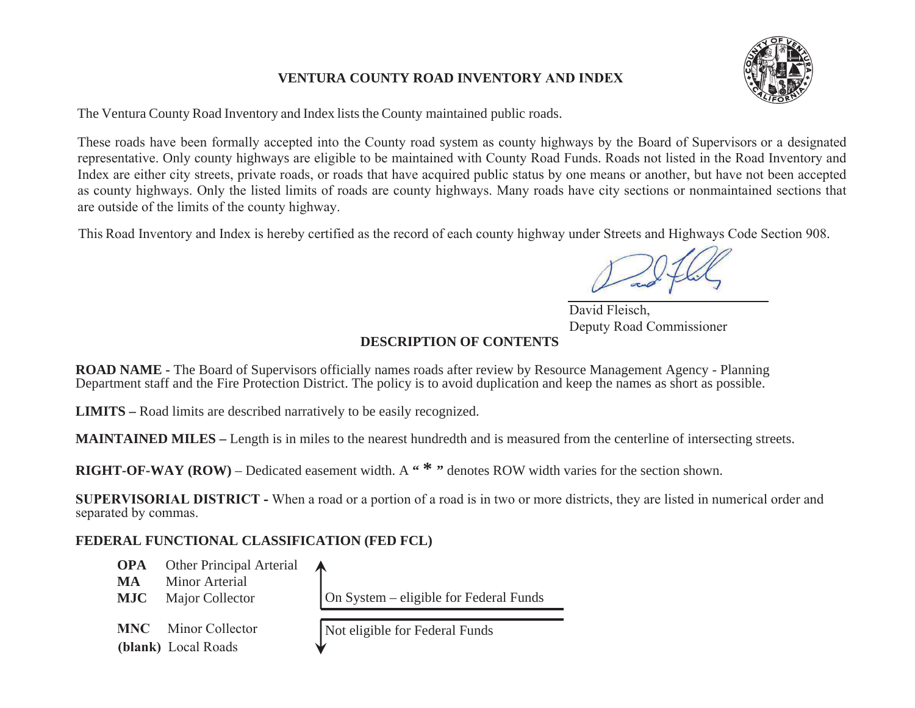# VENTURA COUNTY ROAD INVENTORY AND INDEX

The Ventura County Road Inventory and Index lists the County maintained public roads.

These roads have been formally accepted into the County road system as county highways by the Board of Supervisors or a designated representative. Only county highways are eligible to be maintained with County Road Funds. Roads not listed in the Road Inventory and Index are either city streets, private roads, or roads that have acquired public status by one means or another, but have not been accepted as county highways. Only the listed limits of roads are county highways. Many roads have city sections or nonmaintained sections that are outside of the limits of the county highway.

This Road Inventory and Index is hereby certified as the record of each county highway under Streets and Highways Code Section 908.

David Fleisch,
Deputy Road Commissioner

## DESCRIPTION OF CONTENTS

**ROAD NAME -** The Board of Supervisors officially names roads after review by Resource Management Agency - Planning Department staff and the Fire Protection District. The policy is to avoid duplication and keep the names as short as possible.

**LIMITS –** Road limits are described narratively to be easily recognized.

**MAINTAINED MILES –** Length is in miles to the nearest hundredth and is measured from the centerline of intersecting streets.

**RIGHT-OF-WAY (ROW)** – Dedicated easement width. A **" * "** denotes ROW width varies for the section shown.

**SUPERVISORIAL DISTRICT -** When a road or a portion of a road is in two or more districts, they are listed in numerical order and separated by commas.

**FEDERAL FUNCTIONAL CLASSIFICATION (FED FCL)**

| Code | Classification | Eligibility |
|---|---|---|
| **OPA** | Other Principal Arterial | On System – eligible for Federal Funds |
| **MA** | Minor Arterial | On System – eligible for Federal Funds |
| **MJC** | Major Collector | On System – eligible for Federal Funds |
| **MNC** | Minor Collector | Not eligible for Federal Funds |
| **(blank)** | Local Roads | Not eligible for Federal Funds |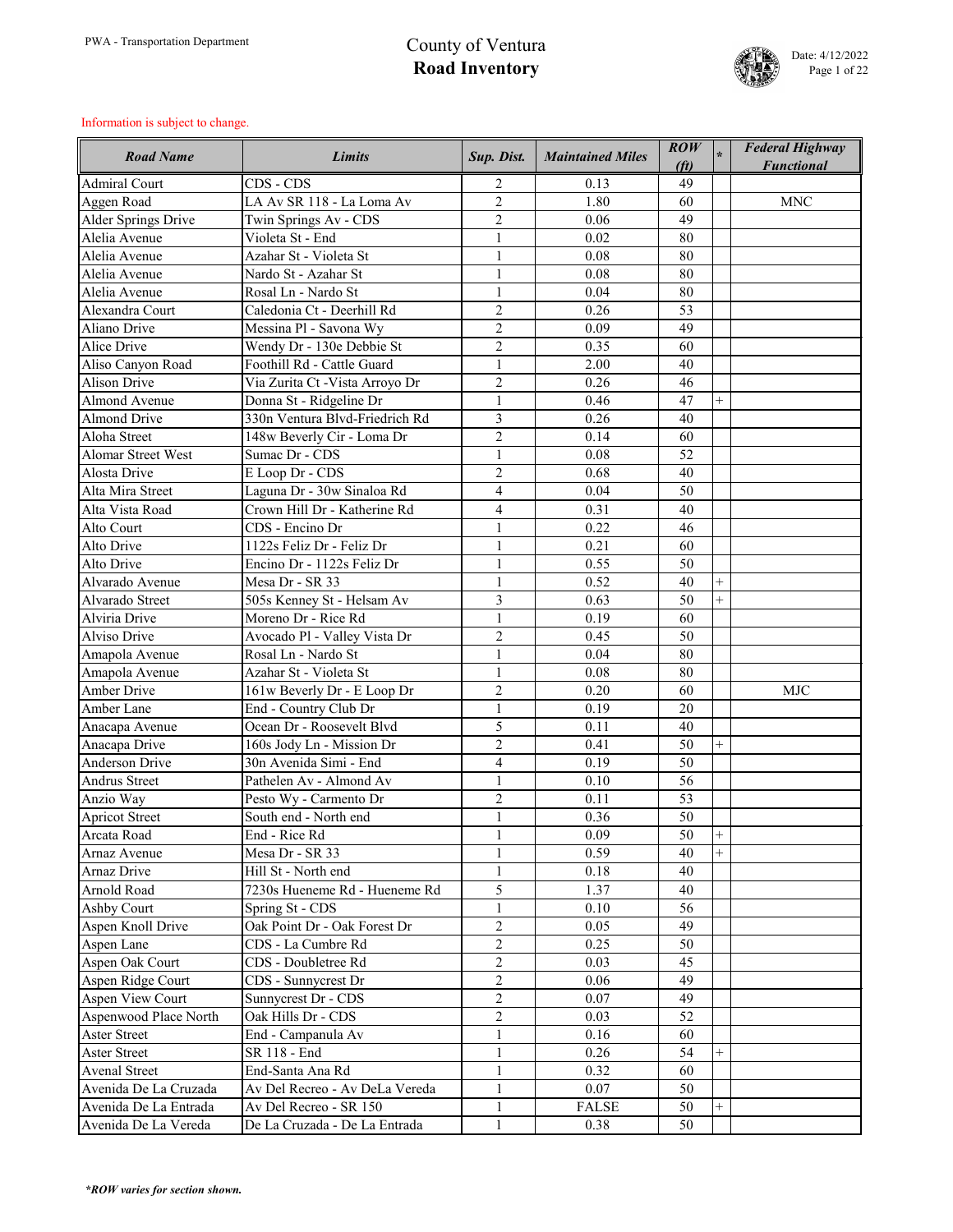# County of Ventura
## Road Inventory

PWA - Transportation Department

Date: 4/12/2022

Information is subject to change.

| Road Name | Limits | Sup. Dist. | Maintained Miles | ROW (ft) | * | Federal Highway Functional |
|---|---|---|---|---|---|---|
| Admiral Court | CDS - CDS | 2 | 0.13 | 49 | | |
| Aggen Road | LA Av SR 118 - La Loma Av | 2 | 1.80 | 60 | | MNC |
| Alder Springs Drive | Twin Springs Av - CDS | 2 | 0.06 | 49 | | |
| Alelia Avenue | Violeta St - End | 1 | 0.02 | 80 | | |
| Alelia Avenue | Azahar St - Violeta St | 1 | 0.08 | 80 | | |
| Alelia Avenue | Nardo St - Azahar St | 1 | 0.08 | 80 | | |
| Alelia Avenue | Rosal Ln - Nardo St | 1 | 0.04 | 80 | | |
| Alexandra Court | Caledonia Ct - Deerhill Rd | 2 | 0.26 | 53 | | |
| Aliano Drive | Messina Pl - Savona Wy | 2 | 0.09 | 49 | | |
| Alice Drive | Wendy Dr - 130e Debbie St | 2 | 0.35 | 60 | | |
| Aliso Canyon Road | Foothill Rd - Cattle Guard | 1 | 2.00 | 40 | | |
| Alison Drive | Via Zurita Ct -Vista Arroyo Dr | 2 | 0.26 | 46 | | |
| Almond Avenue | Donna St - Ridgeline Dr | 1 | 0.46 | 47 | + | |
| Almond Drive | 330n Ventura Blvd-Friedrich Rd | 3 | 0.26 | 40 | | |
| Aloha Street | 148w Beverly Cir - Loma Dr | 2 | 0.14 | 60 | | |
| Alomar Street West | Sumac Dr - CDS | 1 | 0.08 | 52 | | |
| Alosta Drive | E Loop Dr - CDS | 2 | 0.68 | 40 | | |
| Alta Mira Street | Laguna Dr - 30w Sinaloa Rd | 4 | 0.04 | 50 | | |
| Alta Vista Road | Crown Hill Dr - Katherine Rd | 4 | 0.31 | 40 | | |
| Alto Court | CDS - Encino Dr | 1 | 0.22 | 46 | | |
| Alto Drive | 1122s Feliz Dr - Feliz Dr | 1 | 0.21 | 60 | | |
| Alto Drive | Encino Dr - 1122s Feliz Dr | 1 | 0.55 | 50 | | |
| Alvarado Avenue | Mesa Dr - SR 33 | 1 | 0.52 | 40 | + | |
| Alvarado Street | 505s Kenney St - Helsam Av | 3 | 0.63 | 50 | + | |
| Alviria Drive | Moreno Dr - Rice Rd | 1 | 0.19 | 60 | | |
| Alviso Drive | Avocado Pl - Valley Vista Dr | 2 | 0.45 | 50 | | |
| Amapola Avenue | Rosal Ln - Nardo St | 1 | 0.04 | 80 | | |
| Amapola Avenue | Azahar St - Violeta St | 1 | 0.08 | 80 | | |
| Amber Drive | 161w Beverly Dr - E Loop Dr | 2 | 0.20 | 60 | | MJC |
| Amber Lane | End - Country Club Dr | 1 | 0.19 | 20 | | |
| Anacapa Avenue | Ocean Dr - Roosevelt Blvd | 5 | 0.11 | 40 | | |
| Anacapa Drive | 160s Jody Ln - Mission Dr | 2 | 0.41 | 50 | + | |
| Anderson Drive | 30n Avenida Simi - End | 4 | 0.19 | 50 | | |
| Andrus Street | Pathelen Av - Almond Av | 1 | 0.10 | 56 | | |
| Anzio Way | Pesto Wy - Carmento Dr | 2 | 0.11 | 53 | | |
| Apricot Street | South end - North end | 1 | 0.36 | 50 | | |
| Arcata Road | End - Rice Rd | 1 | 0.09 | 50 | + | |
| Arnaz Avenue | Mesa Dr - SR 33 | 1 | 0.59 | 40 | + | |
| Arnaz Drive | Hill St - North end | 1 | 0.18 | 40 | | |
| Arnold Road | 7230s Hueneme Rd - Hueneme Rd | 5 | 1.37 | 40 | | |
| Ashby Court | Spring St - CDS | 1 | 0.10 | 56 | | |
| Aspen Knoll Drive | Oak Point Dr - Oak Forest Dr | 2 | 0.05 | 49 | | |
| Aspen Lane | CDS - La Cumbre Rd | 2 | 0.25 | 50 | | |
| Aspen Oak Court | CDS - Doubletree Rd | 2 | 0.03 | 45 | | |
| Aspen Ridge Court | CDS - Sunnycrest Dr | 2 | 0.06 | 49 | | |
| Aspen View Court | Sunnycrest Dr - CDS | 2 | 0.07 | 49 | | |
| Aspenwood Place North | Oak Hills Dr - CDS | 2 | 0.03 | 52 | | |
| Aster Street | End - Campanula Av | 1 | 0.16 | 60 | | |
| Aster Street | SR 118 - End | 1 | 0.26 | 54 | + | |
| Avenal Street | End-Santa Ana Rd | 1 | 0.32 | 60 | | |
| Avenida De La Cruzada | Av Del Recreo - Av DeLa Vereda | 1 | 0.07 | 50 | | |
| Avenida De La Entrada | Av Del Recreo - SR 150 | 1 | FALSE | 50 | + | |
| Avenida De La Vereda | De La Cruzada - De La Entrada | 1 | 0.38 | 50 | | |

*\*ROW varies for section shown.*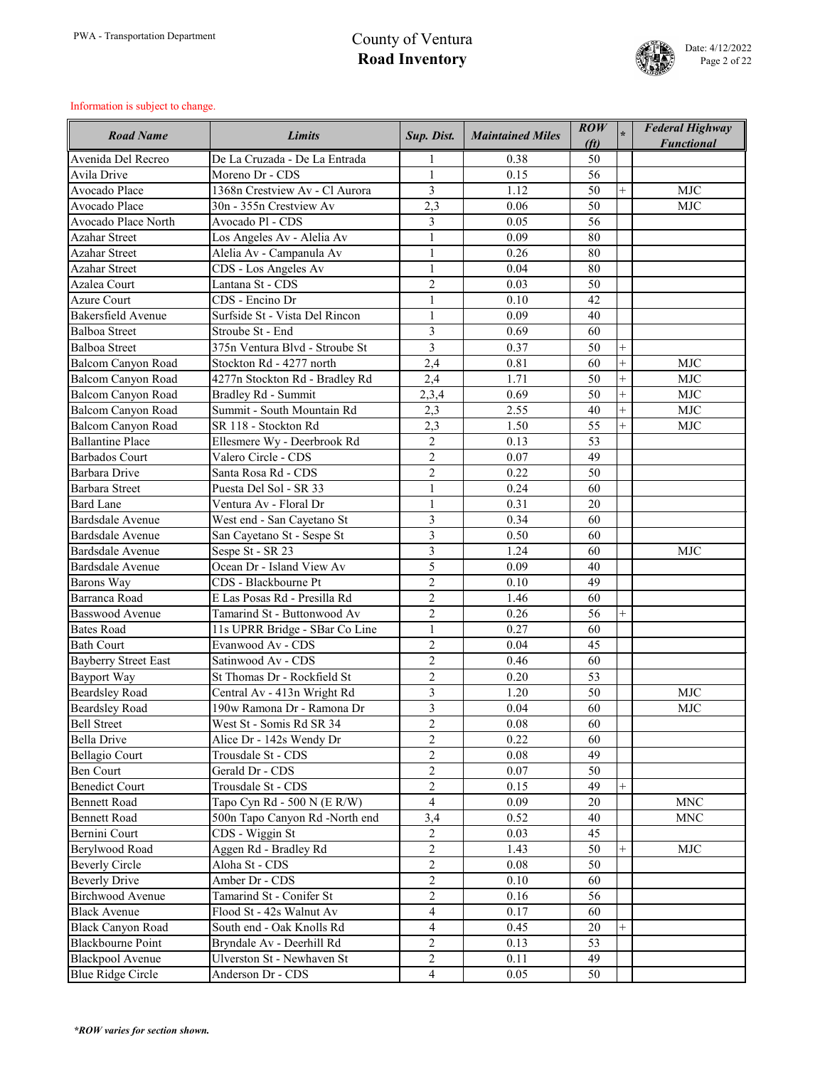Information is subject to change.

| Road Name | Limits | Sup. Dist. | Maintained Miles | ROW (ft) | * | Federal Highway Functional |
|---|---|---|---|---|---|---|
| Avenida Del Recreo | De La Cruzada - De La Entrada | 1 | 0.38 | 50 | | |
| Avila Drive | Moreno Dr - CDS | 1 | 0.15 | 56 | | |
| Avocado Place | 1368n Crestview Av - Cl Aurora | 3 | 1.12 | 50 | + | MJC |
| Avocado Place | 30n - 355n Crestview Av | 2,3 | 0.06 | 50 | | MJC |
| Avocado Place North | Avocado Pl - CDS | 3 | 0.05 | 56 | | |
| Azahar Street | Los Angeles Av - Alelia Av | 1 | 0.09 | 80 | | |
| Azahar Street | Alelia Av - Campanula Av | 1 | 0.26 | 80 | | |
| Azahar Street | CDS - Los Angeles Av | 1 | 0.04 | 80 | | |
| Azalea Court | Lantana St - CDS | 2 | 0.03 | 50 | | |
| Azure Court | CDS - Encino Dr | 1 | 0.10 | 42 | | |
| Bakersfield Avenue | Surfside St - Vista Del Rincon | 1 | 0.09 | 40 | | |
| Balboa Street | Stroube St - End | 3 | 0.69 | 60 | | |
| Balboa Street | 375n Ventura Blvd - Stroube St | 3 | 0.37 | 50 | + | |
| Balcom Canyon Road | Stockton Rd - 4277 north | 2,4 | 0.81 | 60 | + | MJC |
| Balcom Canyon Road | 4277n Stockton Rd - Bradley Rd | 2,4 | 1.71 | 50 | + | MJC |
| Balcom Canyon Road | Bradley Rd - Summit | 2,3,4 | 0.69 | 50 | + | MJC |
| Balcom Canyon Road | Summit - South Mountain Rd | 2,3 | 2.55 | 40 | + | MJC |
| Balcom Canyon Road | SR 118 - Stockton Rd | 2,3 | 1.50 | 55 | + | MJC |
| Ballantine Place | Ellesmere Wy - Deerbrook Rd | 2 | 0.13 | 53 | | |
| Barbados Court | Valero Circle - CDS | 2 | 0.07 | 49 | | |
| Barbara Drive | Santa Rosa Rd - CDS | 2 | 0.22 | 50 | | |
| Barbara Street | Puesta Del Sol - SR 33 | 1 | 0.24 | 60 | | |
| Bard Lane | Ventura Av - Floral Dr | 1 | 0.31 | 20 | | |
| Bardsdale Avenue | West end - San Cayetano St | 3 | 0.34 | 60 | | |
| Bardsdale Avenue | San Cayetano St - Sespe St | 3 | 0.50 | 60 | | |
| Bardsdale Avenue | Sespe St - SR 23 | 3 | 1.24 | 60 | | MJC |
| Bardsdale Avenue | Ocean Dr - Island View Av | 5 | 0.09 | 40 | | |
| Barons Way | CDS - Blackbourne Pt | 2 | 0.10 | 49 | | |
| Barranca Road | E Las Posas Rd - Presilla Rd | 2 | 1.46 | 60 | | |
| Basswood Avenue | Tamarind St - Buttonwood Av | 2 | 0.26 | 56 | + | |
| Bates Road | 11s UPRR Bridge - SBar Co Line | 1 | 0.27 | 60 | | |
| Bath Court | Evanwood Av - CDS | 2 | 0.04 | 45 | | |
| Bayberry Street East | Satinwood Av - CDS | 2 | 0.46 | 60 | | |
| Bayport Way | St Thomas Dr - Rockfield St | 2 | 0.20 | 53 | | |
| Beardsley Road | Central Av - 413n Wright Rd | 3 | 1.20 | 50 | | MJC |
| Beardsley Road | 190w Ramona Dr - Ramona Dr | 3 | 0.04 | 60 | | MJC |
| Bell Street | West St - Somis Rd SR 34 | 2 | 0.08 | 60 | | |
| Bella Drive | Alice Dr - 142s Wendy Dr | 2 | 0.22 | 60 | | |
| Bellagio Court | Trousdale St - CDS | 2 | 0.08 | 49 | | |
| Ben Court | Gerald Dr - CDS | 2 | 0.07 | 50 | | |
| Benedict Court | Trousdale St - CDS | 2 | 0.15 | 49 | + | |
| Bennett Road | Tapo Cyn Rd - 500 N (E R/W) | 4 | 0.09 | 20 | | MNC |
| Bennett Road | 500n Tapo Canyon Rd -North end | 3,4 | 0.52 | 40 | | MNC |
| Bernini Court | CDS - Wiggin St | 2 | 0.03 | 45 | | |
| Berylwood Road | Aggen Rd - Bradley Rd | 2 | 1.43 | 50 | + | MJC |
| Beverly Circle | Aloha St - CDS | 2 | 0.08 | 50 | | |
| Beverly Drive | Amber Dr - CDS | 2 | 0.10 | 60 | | |
| Birchwood Avenue | Tamarind St - Conifer St | 2 | 0.16 | 56 | | |
| Black Avenue | Flood St - 42s Walnut Av | 4 | 0.17 | 60 | | |
| Black Canyon Road | South end - Oak Knolls Rd | 4 | 0.45 | 20 | + | |
| Blackbourne Point | Bryndale Av - Deerhill Rd | 2 | 0.13 | 53 | | |
| Blackpool Avenue | Ulverston St - Newhaven St | 2 | 0.11 | 49 | | |
| Blue Ridge Circle | Anderson Dr - CDS | 4 | 0.05 | 50 | | |

*\*ROW varies for section shown.*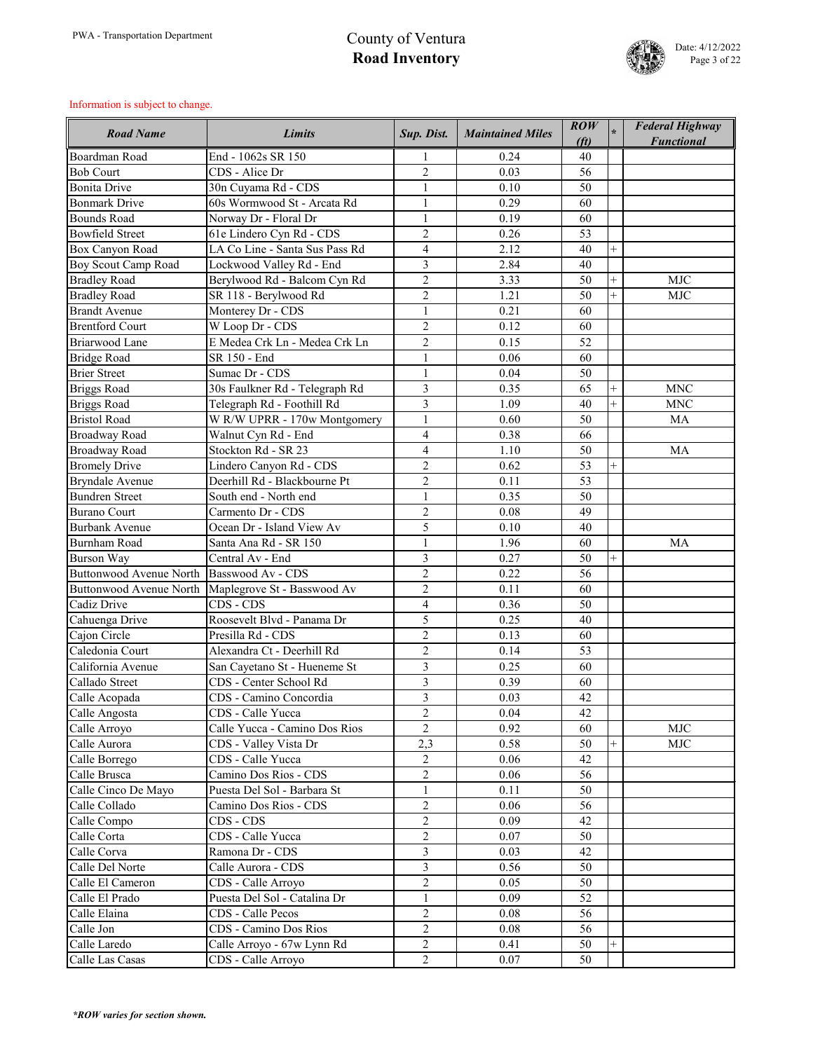Information is subject to change.

| Road Name | Limits | Sup. Dist. | Maintained Miles | ROW (ft) | * | Federal Highway Functional |
|---|---|---|---|---|---|---|
| Boardman Road | End - 1062s SR 150 | 1 | 0.24 | 40 | | |
| Bob Court | CDS - Alice Dr | 2 | 0.03 | 56 | | |
| Bonita Drive | 30n Cuyama Rd - CDS | 1 | 0.10 | 50 | | |
| Bonmark Drive | 60s Wormwood St - Arcata Rd | 1 | 0.29 | 60 | | |
| Bounds Road | Norway Dr - Floral Dr | 1 | 0.19 | 60 | | |
| Bowfield Street | 61e Lindero Cyn Rd - CDS | 2 | 0.26 | 53 | | |
| Box Canyon Road | LA Co Line - Santa Sus Pass Rd | 4 | 2.12 | 40 | + | |
| Boy Scout Camp Road | Lockwood Valley Rd - End | 3 | 2.84 | 40 | | |
| Bradley Road | Berylwood Rd - Balcom Cyn Rd | 2 | 3.33 | 50 | + | MJC |
| Bradley Road | SR 118 - Berylwood Rd | 2 | 1.21 | 50 | + | MJC |
| Brandt Avenue | Monterey Dr - CDS | 1 | 0.21 | 60 | | |
| Brentford Court | W Loop Dr - CDS | 2 | 0.12 | 60 | | |
| Briarwood Lane | E Medea Crk Ln - Medea Crk Ln | 2 | 0.15 | 52 | | |
| Bridge Road | SR 150 - End | 1 | 0.06 | 60 | | |
| Brier Street | Sumac Dr - CDS | 1 | 0.04 | 50 | | |
| Briggs Road | 30s Faulkner Rd - Telegraph Rd | 3 | 0.35 | 65 | + | MNC |
| Briggs Road | Telegraph Rd - Foothill Rd | 3 | 1.09 | 40 | + | MNC |
| Bristol Road | W R/W UPRR - 170w Montgomery | 1 | 0.60 | 50 | | MA |
| Broadway Road | Walnut Cyn Rd - End | 4 | 0.38 | 66 | | |
| Broadway Road | Stockton Rd - SR 23 | 4 | 1.10 | 50 | | MA |
| Bromely Drive | Lindero Canyon Rd - CDS | 2 | 0.62 | 53 | + | |
| Bryndale Avenue | Deerhill Rd - Blackbourne Pt | 2 | 0.11 | 53 | | |
| Bundren Street | South end - North end | 1 | 0.35 | 50 | | |
| Burano Court | Carmento Dr - CDS | 2 | 0.08 | 49 | | |
| Burbank Avenue | Ocean Dr - Island View Av | 5 | 0.10 | 40 | | |
| Burnham Road | Santa Ana Rd - SR 150 | 1 | 1.96 | 60 | | MA |
| Burson Way | Central Av - End | 3 | 0.27 | 50 | + | |
| Buttonwood Avenue North | Basswood Av - CDS | 2 | 0.22 | 56 | | |
| Buttonwood Avenue North | Maplegrove St - Basswood Av | 2 | 0.11 | 60 | | |
| Cadiz Drive | CDS - CDS | 4 | 0.36 | 50 | | |
| Cahuenga Drive | Roosevelt Blvd - Panama Dr | 5 | 0.25 | 40 | | |
| Cajon Circle | Presilla Rd - CDS | 2 | 0.13 | 60 | | |
| Caledonia Court | Alexandra Ct - Deerhill Rd | 2 | 0.14 | 53 | | |
| California Avenue | San Cayetano St - Hueneme St | 3 | 0.25 | 60 | | |
| Callado Street | CDS - Center School Rd | 3 | 0.39 | 60 | | |
| Calle Acopada | CDS - Camino Concordia | 3 | 0.03 | 42 | | |
| Calle Angosta | CDS - Calle Yucca | 2 | 0.04 | 42 | | |
| Calle Arroyo | Calle Yucca - Camino Dos Rios | 2 | 0.92 | 60 | | MJC |
| Calle Aurora | CDS - Valley Vista Dr | 2,3 | 0.58 | 50 | + | MJC |
| Calle Borrego | CDS - Calle Yucca | 2 | 0.06 | 42 | | |
| Calle Brusca | Camino Dos Rios - CDS | 2 | 0.06 | 56 | | |
| Calle Cinco De Mayo | Puesta Del Sol - Barbara St | 1 | 0.11 | 50 | | |
| Calle Collado | Camino Dos Rios - CDS | 2 | 0.06 | 56 | | |
| Calle Compo | CDS - CDS | 2 | 0.09 | 42 | | |
| Calle Corta | CDS - Calle Yucca | 2 | 0.07 | 50 | | |
| Calle Corva | Ramona Dr - CDS | 3 | 0.03 | 42 | | |
| Calle Del Norte | Calle Aurora - CDS | 3 | 0.56 | 50 | | |
| Calle El Cameron | CDS - Calle Arroyo | 2 | 0.05 | 50 | | |
| Calle El Prado | Puesta Del Sol - Catalina Dr | 1 | 0.09 | 52 | | |
| Calle Elaina | CDS - Calle Pecos | 2 | 0.08 | 56 | | |
| Calle Jon | CDS - Camino Dos Rios | 2 | 0.08 | 56 | | |
| Calle Laredo | Calle Arroyo - 67w Lynn Rd | 2 | 0.41 | 50 | + | |
| Calle Las Casas | CDS - Calle Arroyo | 2 | 0.07 | 50 | | |

*ROW varies for section shown.*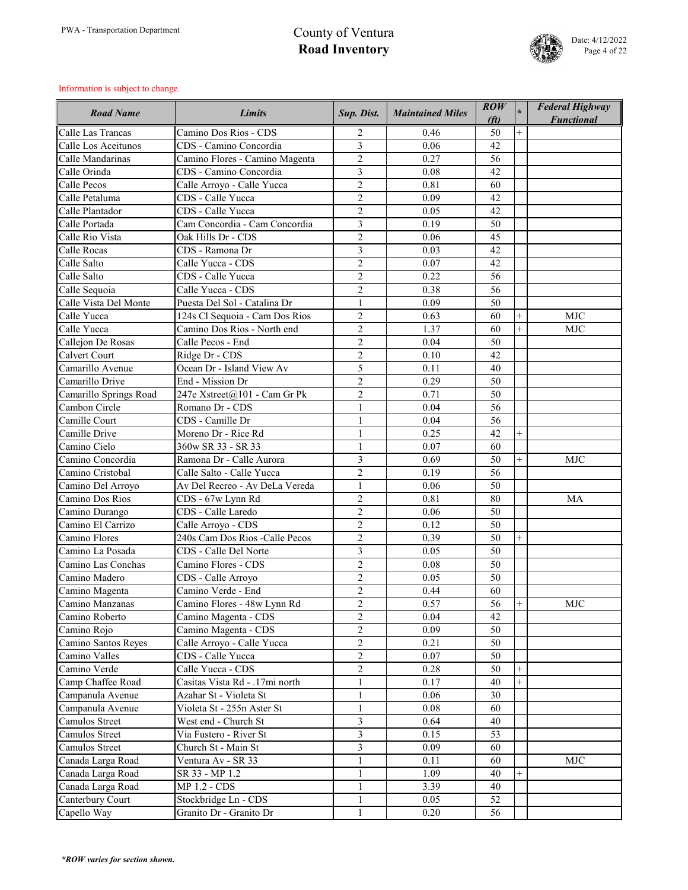# County of Ventura
# Road Inventory

Information is subject to change.

| Road Name | Limits | Sup. Dist. | Maintained Miles | ROW (ft) | * | Federal Highway Functional |
|---|---|---|---|---|---|---|
| Calle Las Trancas | Camino Dos Rios - CDS | 2 | 0.46 | 50 | + | |
| Calle Los Aceitunos | CDS - Camino Concordia | 3 | 0.06 | 42 | | |
| Calle Mandarinas | Camino Flores - Camino Magenta | 2 | 0.27 | 56 | | |
| Calle Orinda | CDS - Camino Concordia | 3 | 0.08 | 42 | | |
| Calle Pecos | Calle Arroyo - Calle Yucca | 2 | 0.81 | 60 | | |
| Calle Petaluma | CDS - Calle Yucca | 2 | 0.09 | 42 | | |
| Calle Plantador | CDS - Calle Yucca | 2 | 0.05 | 42 | | |
| Calle Portada | Cam Concordia - Cam Concordia | 3 | 0.19 | 50 | | |
| Calle Rio Vista | Oak Hills Dr - CDS | 2 | 0.06 | 45 | | |
| Calle Rocas | CDS - Ramona Dr | 3 | 0.03 | 42 | | |
| Calle Salto | Calle Yucca - CDS | 2 | 0.07 | 42 | | |
| Calle Salto | CDS - Calle Yucca | 2 | 0.22 | 56 | | |
| Calle Sequoia | Calle Yucca - CDS | 2 | 0.38 | 56 | | |
| Calle Vista Del Monte | Puesta Del Sol - Catalina Dr | 1 | 0.09 | 50 | | |
| Calle Yucca | 124s Cl Sequoia - Cam Dos Rios | 2 | 0.63 | 60 | + | MJC |
| Calle Yucca | Camino Dos Rios - North end | 2 | 1.37 | 60 | + | MJC |
| Callejon De Rosas | Calle Pecos - End | 2 | 0.04 | 50 | | |
| Calvert Court | Ridge Dr - CDS | 2 | 0.10 | 42 | | |
| Camarillo Avenue | Ocean Dr - Island View Av | 5 | 0.11 | 40 | | |
| Camarillo Drive | End - Mission Dr | 2 | 0.29 | 50 | | |
| Camarillo Springs Road | 247e Xstreet@101 - Cam Gr Pk | 2 | 0.71 | 50 | | |
| Cambon Circle | Romano Dr - CDS | 1 | 0.04 | 56 | | |
| Camille Court | CDS - Camille Dr | 1 | 0.04 | 56 | | |
| Camille Drive | Moreno Dr - Rice Rd | 1 | 0.25 | 42 | + | |
| Camino Cielo | 360w SR 33 - SR 33 | 1 | 0.07 | 60 | | |
| Camino Concordia | Ramona Dr - Calle Aurora | 3 | 0.69 | 50 | + | MJC |
| Camino Cristobal | Calle Salto - Calle Yucca | 2 | 0.19 | 56 | | |
| Camino Del Arroyo | Av Del Recreo - Av DeLa Vereda | 1 | 0.06 | 50 | | |
| Camino Dos Rios | CDS - 67w Lynn Rd | 2 | 0.81 | 80 | | MA |
| Camino Durango | CDS - Calle Laredo | 2 | 0.06 | 50 | | |
| Camino El Carrizo | Calle Arroyo - CDS | 2 | 0.12 | 50 | | |
| Camino Flores | 240s Cam Dos Rios -Calle Pecos | 2 | 0.39 | 50 | + | |
| Camino La Posada | CDS - Calle Del Norte | 3 | 0.05 | 50 | | |
| Camino Las Conchas | Camino Flores - CDS | 2 | 0.08 | 50 | | |
| Camino Madero | CDS - Calle Arroyo | 2 | 0.05 | 50 | | |
| Camino Magenta | Camino Verde - End | 2 | 0.44 | 60 | | |
| Camino Manzanas | Camino Flores - 48w Lynn Rd | 2 | 0.57 | 56 | + | MJC |
| Camino Roberto | Camino Magenta - CDS | 2 | 0.04 | 42 | | |
| Camino Rojo | Camino Magenta - CDS | 2 | 0.09 | 50 | | |
| Camino Santos Reyes | Calle Arroyo - Calle Yucca | 2 | 0.21 | 50 | | |
| Camino Valles | CDS - Calle Yucca | 2 | 0.07 | 50 | | |
| Camino Verde | Calle Yucca - CDS | 2 | 0.28 | 50 | + | |
| Camp Chaffee Road | Casitas Vista Rd - .17mi north | 1 | 0.17 | 40 | + | |
| Campanula Avenue | Azahar St - Violeta St | 1 | 0.06 | 30 | | |
| Campanula Avenue | Violeta St - 255n Aster St | 1 | 0.08 | 60 | | |
| Camulos Street | West end - Church St | 3 | 0.64 | 40 | | |
| Camulos Street | Via Fustero - River St | 3 | 0.15 | 53 | | |
| Camulos Street | Church St - Main St | 3 | 0.09 | 60 | | |
| Canada Larga Road | Ventura Av - SR 33 | 1 | 0.11 | 60 | | MJC |
| Canada Larga Road | SR 33 - MP 1.2 | 1 | 1.09 | 40 | + | |
| Canada Larga Road | MP 1.2 - CDS | 1 | 3.39 | 40 | | |
| Canterbury Court | Stockbridge Ln - CDS | 1 | 0.05 | 52 | | |
| Capello Way | Granito Dr - Granito Dr | 1 | 0.20 | 56 | | |

***ROW varies for section shown.**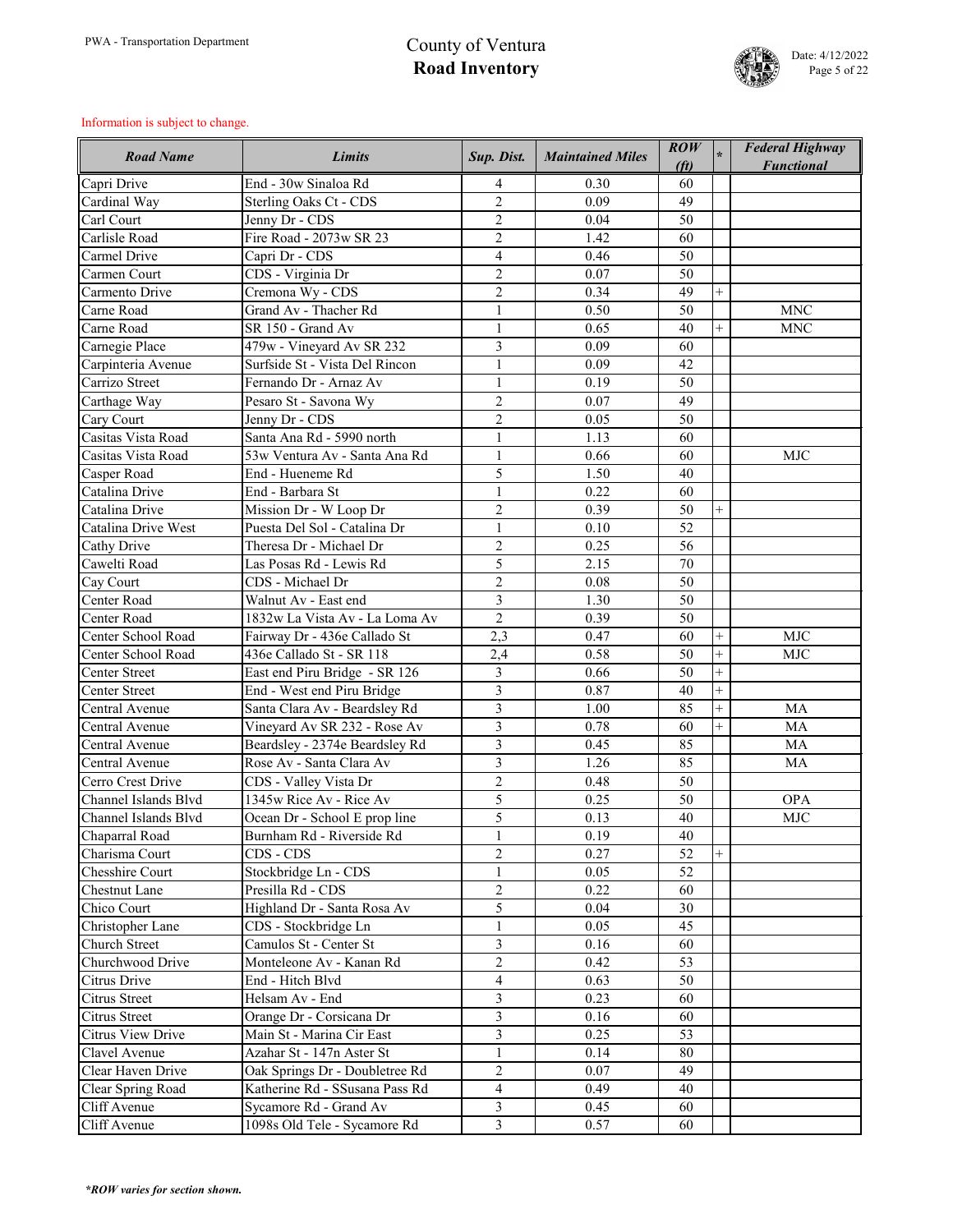Information is subject to change.

| Road Name | Limits | Sup. Dist. | Maintained Miles | ROW (ft) | * | Federal Highway Functional |
|---|---|---|---|---|---|---|
| Capri Drive | End - 30w Sinaloa Rd | 4 | 0.30 | 60 | | |
| Cardinal Way | Sterling Oaks Ct - CDS | 2 | 0.09 | 49 | | |
| Carl Court | Jenny Dr - CDS | 2 | 0.04 | 50 | | |
| Carlisle Road | Fire Road - 2073w SR 23 | 2 | 1.42 | 60 | | |
| Carmel Drive | Capri Dr - CDS | 4 | 0.46 | 50 | | |
| Carmen Court | CDS - Virginia Dr | 2 | 0.07 | 50 | | |
| Carmento Drive | Cremona Wy - CDS | 2 | 0.34 | 49 | + | |
| Carne Road | Grand Av - Thacher Rd | 1 | 0.50 | 50 | | MNC |
| Carne Road | SR 150 - Grand Av | 1 | 0.65 | 40 | + | MNC |
| Carnegie Place | 479w - Vineyard Av SR 232 | 3 | 0.09 | 60 | | |
| Carpinteria Avenue | Surfside St - Vista Del Rincon | 1 | 0.09 | 42 | | |
| Carrizo Street | Fernando Dr - Arnaz Av | 1 | 0.19 | 50 | | |
| Carthage Way | Pesaro St - Savona Wy | 2 | 0.07 | 49 | | |
| Cary Court | Jenny Dr - CDS | 2 | 0.05 | 50 | | |
| Casitas Vista Road | Santa Ana Rd - 5990 north | 1 | 1.13 | 60 | | |
| Casitas Vista Road | 53w Ventura Av - Santa Ana Rd | 1 | 0.66 | 60 | | MJC |
| Casper Road | End - Hueneme Rd | 5 | 1.50 | 40 | | |
| Catalina Drive | End - Barbara St | 1 | 0.22 | 60 | | |
| Catalina Drive | Mission Dr - W Loop Dr | 2 | 0.39 | 50 | + | |
| Catalina Drive West | Puesta Del Sol - Catalina Dr | 1 | 0.10 | 52 | | |
| Cathy Drive | Theresa Dr - Michael Dr | 2 | 0.25 | 56 | | |
| Cawelti Road | Las Posas Rd - Lewis Rd | 5 | 2.15 | 70 | | |
| Cay Court | CDS - Michael Dr | 2 | 0.08 | 50 | | |
| Center Road | Walnut Av - East end | 3 | 1.30 | 50 | | |
| Center Road | 1832w La Vista Av - La Loma Av | 2 | 0.39 | 50 | | |
| Center School Road | Fairway Dr - 436e Callado St | 2,3 | 0.47 | 60 | + | MJC |
| Center School Road | 436e Callado St - SR 118 | 2,4 | 0.58 | 50 | + | MJC |
| Center Street | East end Piru Bridge - SR 126 | 3 | 0.66 | 50 | + | |
| Center Street | End - West end Piru Bridge | 3 | 0.87 | 40 | + | |
| Central Avenue | Santa Clara Av - Beardsley Rd | 3 | 1.00 | 85 | + | MA |
| Central Avenue | Vineyard Av SR 232 - Rose Av | 3 | 0.78 | 60 | + | MA |
| Central Avenue | Beardsley - 2374e Beardsley Rd | 3 | 0.45 | 85 | | MA |
| Central Avenue | Rose Av - Santa Clara Av | 3 | 1.26 | 85 | | MA |
| Cerro Crest Drive | CDS - Valley Vista Dr | 2 | 0.48 | 50 | | |
| Channel Islands Blvd | 1345w Rice Av - Rice Av | 5 | 0.25 | 50 | | OPA |
| Channel Islands Blvd | Ocean Dr - School E prop line | 5 | 0.13 | 40 | | MJC |
| Chaparral Road | Burnham Rd - Riverside Rd | 1 | 0.19 | 40 | | |
| Charisma Court | CDS - CDS | 2 | 0.27 | 52 | + | |
| Chesshire Court | Stockbridge Ln - CDS | 1 | 0.05 | 52 | | |
| Chestnut Lane | Presilla Rd - CDS | 2 | 0.22 | 60 | | |
| Chico Court | Highland Dr - Santa Rosa Av | 5 | 0.04 | 30 | | |
| Christopher Lane | CDS - Stockbridge Ln | 1 | 0.05 | 45 | | |
| Church Street | Camulos St - Center St | 3 | 0.16 | 60 | | |
| Churchwood Drive | Monteleone Av - Kanan Rd | 2 | 0.42 | 53 | | |
| Citrus Drive | End - Hitch Blvd | 4 | 0.63 | 50 | | |
| Citrus Street | Helsam Av - End | 3 | 0.23 | 60 | | |
| Citrus Street | Orange Dr - Corsicana Dr | 3 | 0.16 | 60 | | |
| Citrus View Drive | Main St - Marina Cir East | 3 | 0.25 | 53 | | |
| Clavel Avenue | Azahar St - 147n Aster St | 1 | 0.14 | 80 | | |
| Clear Haven Drive | Oak Springs Dr - Doubletree Rd | 2 | 0.07 | 49 | | |
| Clear Spring Road | Katherine Rd - SSusana Pass Rd | 4 | 0.49 | 40 | | |
| Cliff Avenue | Sycamore Rd - Grand Av | 3 | 0.45 | 60 | | |
| Cliff Avenue | 1098s Old Tele - Sycamore Rd | 3 | 0.57 | 60 | | |

*\*ROW varies for section shown.*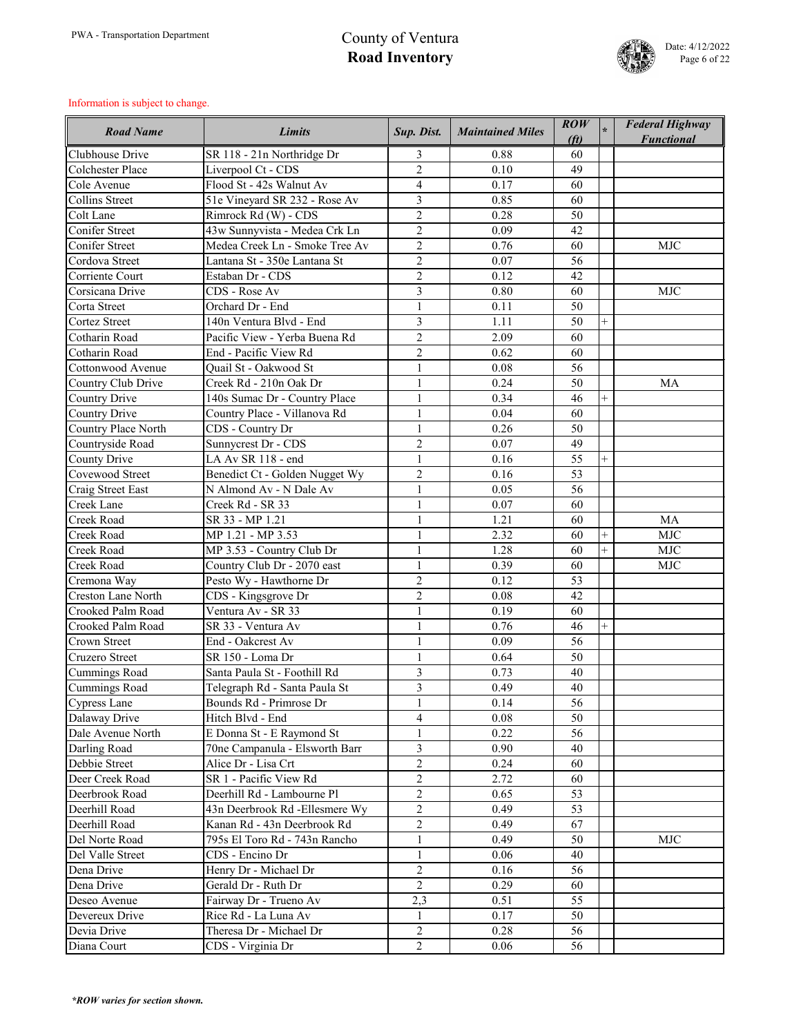# County of Ventura
## Road Inventory

PWA - Transportation Department

Date: 4/12/2022

Information is subject to change.

| Road Name | Limits | Sup. Dist. | Maintained Miles | ROW (ft) | * | Federal Highway Functional |
|---|---|---|---|---|---|---|
| Clubhouse Drive | SR 118 - 21n Northridge Dr | 3 | 0.88 | 60 | | |
| Colchester Place | Liverpool Ct - CDS | 2 | 0.10 | 49 | | |
| Cole Avenue | Flood St - 42s Walnut Av | 4 | 0.17 | 60 | | |
| Collins Street | 51e Vineyard SR 232 - Rose Av | 3 | 0.85 | 60 | | |
| Colt Lane | Rimrock Rd (W) - CDS | 2 | 0.28 | 50 | | |
| Conifer Street | 43w Sunnyvista - Medea Crk Ln | 2 | 0.09 | 42 | | |
| Conifer Street | Medea Creek Ln - Smoke Tree Av | 2 | 0.76 | 60 | | MJC |
| Cordova Street | Lantana St - 350e Lantana St | 2 | 0.07 | 56 | | |
| Corriente Court | Estaban Dr - CDS | 2 | 0.12 | 42 | | |
| Corsicana Drive | CDS - Rose Av | 3 | 0.80 | 60 | | MJC |
| Corta Street | Orchard Dr - End | 1 | 0.11 | 50 | | |
| Cortez Street | 140n Ventura Blvd - End | 3 | 1.11 | 50 | + | |
| Cotharin Road | Pacific View - Yerba Buena Rd | 2 | 2.09 | 60 | | |
| Cotharin Road | End - Pacific View Rd | 2 | 0.62 | 60 | | |
| Cottonwood Avenue | Quail St - Oakwood St | 1 | 0.08 | 56 | | |
| Country Club Drive | Creek Rd - 210n Oak Dr | 1 | 0.24 | 50 | | MA |
| Country Drive | 140s Sumac Dr - Country Place | 1 | 0.34 | 46 | + | |
| Country Drive | Country Place - Villanova Rd | 1 | 0.04 | 60 | | |
| Country Place North | CDS - Country Dr | 1 | 0.26 | 50 | | |
| Countryside Road | Sunnycrest Dr - CDS | 2 | 0.07 | 49 | | |
| County Drive | LA Av SR 118 - end | 1 | 0.16 | 55 | + | |
| Covewood Street | Benedict Ct - Golden Nugget Wy | 2 | 0.16 | 53 | | |
| Craig Street East | N Almond Av - N Dale Av | 1 | 0.05 | 56 | | |
| Creek Lane | Creek Rd - SR 33 | 1 | 0.07 | 60 | | |
| Creek Road | SR 33 - MP 1.21 | 1 | 1.21 | 60 | | MA |
| Creek Road | MP 1.21 - MP 3.53 | 1 | 2.32 | 60 | + | MJC |
| Creek Road | MP 3.53 - Country Club Dr | 1 | 1.28 | 60 | + | MJC |
| Creek Road | Country Club Dr - 2070 east | 1 | 0.39 | 60 | | MJC |
| Cremona Way | Pesto Wy - Hawthorne Dr | 2 | 0.12 | 53 | | |
| Creston Lane North | CDS - Kingsgrove Dr | 2 | 0.08 | 42 | | |
| Crooked Palm Road | Ventura Av - SR 33 | 1 | 0.19 | 60 | | |
| Crooked Palm Road | SR 33 - Ventura Av | 1 | 0.76 | 46 | + | |
| Crown Street | End - Oakcrest Av | 1 | 0.09 | 56 | | |
| Cruzero Street | SR 150 - Loma Dr | 1 | 0.64 | 50 | | |
| Cummings Road | Santa Paula St - Foothill Rd | 3 | 0.73 | 40 | | |
| Cummings Road | Telegraph Rd - Santa Paula St | 3 | 0.49 | 40 | | |
| Cypress Lane | Bounds Rd - Primrose Dr | 1 | 0.14 | 56 | | |
| Dalaway Drive | Hitch Blvd - End | 4 | 0.08 | 50 | | |
| Dale Avenue North | E Donna St - E Raymond St | 1 | 0.22 | 56 | | |
| Darling Road | 70ne Campanula - Elsworth Barr | 3 | 0.90 | 40 | | |
| Debbie Street | Alice Dr - Lisa Crt | 2 | 0.24 | 60 | | |
| Deer Creek Road | SR 1 - Pacific View Rd | 2 | 2.72 | 60 | | |
| Deerbrook Road | Deerhill Rd - Lambourne Pl | 2 | 0.65 | 53 | | |
| Deerhill Road | 43n Deerbrook Rd -Ellesmere Wy | 2 | 0.49 | 53 | | |
| Deerhill Road | Kanan Rd - 43n Deerbrook Rd | 2 | 0.49 | 67 | | |
| Del Norte Road | 795s El Toro Rd - 743n Rancho | 1 | 0.49 | 50 | | MJC |
| Del Valle Street | CDS - Encino Dr | 1 | 0.06 | 40 | | |
| Dena Drive | Henry Dr - Michael Dr | 2 | 0.16 | 56 | | |
| Dena Drive | Gerald Dr - Ruth Dr | 2 | 0.29 | 60 | | |
| Deseo Avenue | Fairway Dr - Trueno Av | 2,3 | 0.51 | 55 | | |
| Devereux Drive | Rice Rd - La Luna Av | 1 | 0.17 | 50 | | |
| Devia Drive | Theresa Dr - Michael Dr | 2 | 0.28 | 56 | | |
| Diana Court | CDS - Virginia Dr | 2 | 0.06 | 56 | | |

***ROW varies for section shown.***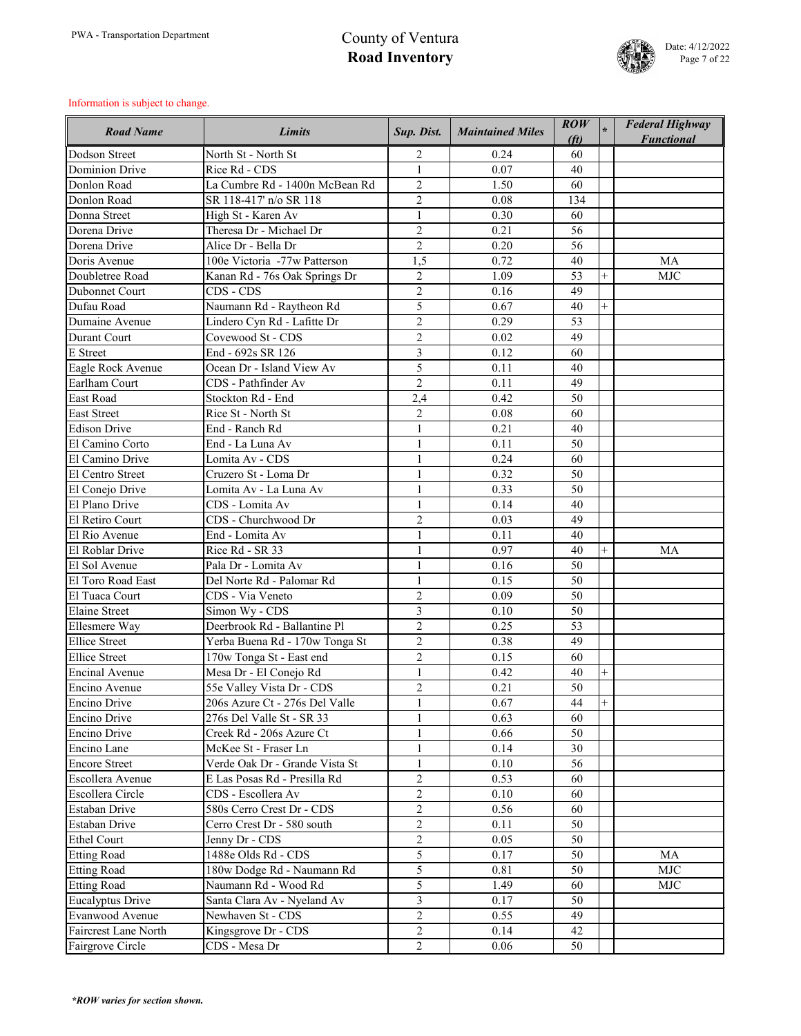# County of Ventura
## Road Inventory

PWA - Transportation Department

Date: 4/12/2022

Information is subject to change.

| Road Name | Limits | Sup. Dist. | Maintained Miles | ROW (ft) | * | Federal Highway Functional |
|---|---|---|---|---|---|---|
| Dodson Street | North St - North St | 2 | 0.24 | 60 | | |
| Dominion Drive | Rice Rd - CDS | 1 | 0.07 | 40 | | |
| Donlon Road | La Cumbre Rd - 1400n McBean Rd | 2 | 1.50 | 60 | | |
| Donlon Road | SR 118-417' n/o SR 118 | 2 | 0.08 | 134 | | |
| Donna Street | High St - Karen Av | 1 | 0.30 | 60 | | |
| Dorena Drive | Theresa Dr - Michael Dr | 2 | 0.21 | 56 | | |
| Dorena Drive | Alice Dr - Bella Dr | 2 | 0.20 | 56 | | |
| Doris Avenue | 100e Victoria -77w Patterson | 1,5 | 0.72 | 40 | | MA |
| Doubletree Road | Kanan Rd - 76s Oak Springs Dr | 2 | 1.09 | 53 | + | MJC |
| Dubonnet Court | CDS - CDS | 2 | 0.16 | 49 | | |
| Dufau Road | Naumann Rd - Raytheon Rd | 5 | 0.67 | 40 | + | |
| Dumaine Avenue | Lindero Cyn Rd - Lafitte Dr | 2 | 0.29 | 53 | | |
| Durant Court | Covewood St - CDS | 2 | 0.02 | 49 | | |
| E Street | End - 692s SR 126 | 3 | 0.12 | 60 | | |
| Eagle Rock Avenue | Ocean Dr - Island View Av | 5 | 0.11 | 40 | | |
| Earlham Court | CDS - Pathfinder Av | 2 | 0.11 | 49 | | |
| East Road | Stockton Rd - End | 2,4 | 0.42 | 50 | | |
| East Street | Rice St - North St | 2 | 0.08 | 60 | | |
| Edison Drive | End - Ranch Rd | 1 | 0.21 | 40 | | |
| El Camino Corto | End - La Luna Av | 1 | 0.11 | 50 | | |
| El Camino Drive | Lomita Av - CDS | 1 | 0.24 | 60 | | |
| El Centro Street | Cruzero St - Loma Dr | 1 | 0.32 | 50 | | |
| El Conejo Drive | Lomita Av - La Luna Av | 1 | 0.33 | 50 | | |
| El Plano Drive | CDS - Lomita Av | 1 | 0.14 | 40 | | |
| El Retiro Court | CDS - Churchwood Dr | 2 | 0.03 | 49 | | |
| El Rio Avenue | End - Lomita Av | 1 | 0.11 | 40 | | |
| El Roblar Drive | Rice Rd - SR 33 | 1 | 0.97 | 40 | + | MA |
| El Sol Avenue | Pala Dr - Lomita Av | 1 | 0.16 | 50 | | |
| El Toro Road East | Del Norte Rd - Palomar Rd | 1 | 0.15 | 50 | | |
| El Tuaca Court | CDS - Via Veneto | 2 | 0.09 | 50 | | |
| Elaine Street | Simon Wy - CDS | 3 | 0.10 | 50 | | |
| Ellesmere Way | Deerbrook Rd - Ballantine Pl | 2 | 0.25 | 53 | | |
| Ellice Street | Yerba Buena Rd - 170w Tonga St | 2 | 0.38 | 49 | | |
| Ellice Street | 170w Tonga St - East end | 2 | 0.15 | 60 | | |
| Encinal Avenue | Mesa Dr - El Conejo Rd | 1 | 0.42 | 40 | + | |
| Encino Avenue | 55e Valley Vista Dr - CDS | 2 | 0.21 | 50 | | |
| Encino Drive | 206s Azure Ct - 276s Del Valle | 1 | 0.67 | 44 | + | |
| Encino Drive | 276s Del Valle St - SR 33 | 1 | 0.63 | 60 | | |
| Encino Drive | Creek Rd - 206s Azure Ct | 1 | 0.66 | 50 | | |
| Encino Lane | McKee St - Fraser Ln | 1 | 0.14 | 30 | | |
| Encore Street | Verde Oak Dr - Grande Vista St | 1 | 0.10 | 56 | | |
| Escollera Avenue | E Las Posas Rd - Presilla Rd | 2 | 0.53 | 60 | | |
| Escollera Circle | CDS - Escollera Av | 2 | 0.10 | 60 | | |
| Estaban Drive | 580s Cerro Crest Dr - CDS | 2 | 0.56 | 60 | | |
| Estaban Drive | Cerro Crest Dr - 580 south | 2 | 0.11 | 50 | | |
| Ethel Court | Jenny Dr - CDS | 2 | 0.05 | 50 | | |
| Etting Road | 1488e Olds Rd - CDS | 5 | 0.17 | 50 | | MA |
| Etting Road | 180w Dodge Rd - Naumann Rd | 5 | 0.81 | 50 | | MJC |
| Etting Road | Naumann Rd - Wood Rd | 5 | 1.49 | 60 | | MJC |
| Eucalyptus Drive | Santa Clara Av - Nyeland Av | 3 | 0.17 | 50 | | |
| Evanwood Avenue | Newhaven St - CDS | 2 | 0.55 | 49 | | |
| Faircrest Lane North | Kingsgrove Dr - CDS | 2 | 0.14 | 42 | | |
| Fairgrove Circle | CDS - Mesa Dr | 2 | 0.06 | 50 | | |

***ROW varies for section shown.***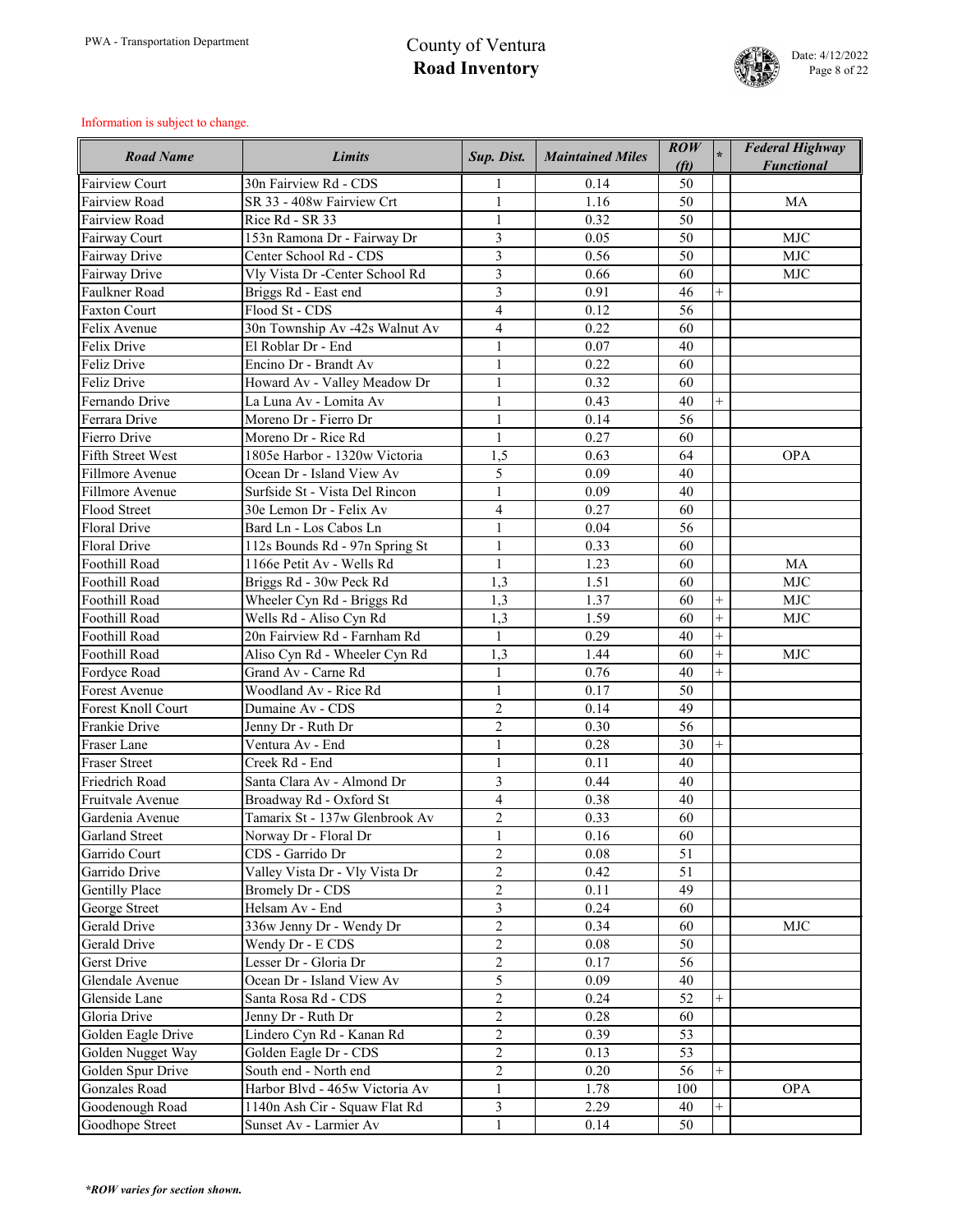Information is subject to change.

| Road Name | Limits | Sup. Dist. | Maintained Miles | ROW (ft) | * | Federal Highway Functional |
|---|---|---|---|---|---|---|
| Fairview Court | 30n Fairview Rd - CDS | 1 | 0.14 | 50 | | |
| Fairview Road | SR 33 - 408w Fairview Crt | 1 | 1.16 | 50 | | MA |
| Fairview Road | Rice Rd - SR 33 | 1 | 0.32 | 50 | | |
| Fairway Court | 153n Ramona Dr - Fairway Dr | 3 | 0.05 | 50 | | MJC |
| Fairway Drive | Center School Rd - CDS | 3 | 0.56 | 50 | | MJC |
| Fairway Drive | Vly Vista Dr -Center School Rd | 3 | 0.66 | 60 | | MJC |
| Faulkner Road | Briggs Rd - East end | 3 | 0.91 | 46 | + | |
| Faxton Court | Flood St - CDS | 4 | 0.12 | 56 | | |
| Felix Avenue | 30n Township Av -42s Walnut Av | 4 | 0.22 | 60 | | |
| Felix Drive | El Roblar Dr - End | 1 | 0.07 | 40 | | |
| Feliz Drive | Encino Dr - Brandt Av | 1 | 0.22 | 60 | | |
| Feliz Drive | Howard Av - Valley Meadow Dr | 1 | 0.32 | 60 | | |
| Fernando Drive | La Luna Av - Lomita Av | 1 | 0.43 | 40 | + | |
| Ferrara Drive | Moreno Dr - Fierro Dr | 1 | 0.14 | 56 | | |
| Fierro Drive | Moreno Dr - Rice Rd | 1 | 0.27 | 60 | | |
| Fifth Street West | 1805e Harbor - 1320w Victoria | 1,5 | 0.63 | 64 | | OPA |
| Fillmore Avenue | Ocean Dr - Island View Av | 5 | 0.09 | 40 | | |
| Fillmore Avenue | Surfside St - Vista Del Rincon | 1 | 0.09 | 40 | | |
| Flood Street | 30e Lemon Dr - Felix Av | 4 | 0.27 | 60 | | |
| Floral Drive | Bard Ln - Los Cabos Ln | 1 | 0.04 | 56 | | |
| Floral Drive | 112s Bounds Rd - 97n Spring St | 1 | 0.33 | 60 | | |
| Foothill Road | 1166e Petit Av - Wells Rd | 1 | 1.23 | 60 | | MA |
| Foothill Road | Briggs Rd - 30w Peck Rd | 1,3 | 1.51 | 60 | | MJC |
| Foothill Road | Wheeler Cyn Rd - Briggs Rd | 1,3 | 1.37 | 60 | + | MJC |
| Foothill Road | Wells Rd - Aliso Cyn Rd | 1,3 | 1.59 | 60 | + | MJC |
| Foothill Road | 20n Fairview Rd - Farnham Rd | 1 | 0.29 | 40 | + | |
| Foothill Road | Aliso Cyn Rd - Wheeler Cyn Rd | 1,3 | 1.44 | 60 | + | MJC |
| Fordyce Road | Grand Av - Carne Rd | 1 | 0.76 | 40 | + | |
| Forest Avenue | Woodland Av - Rice Rd | 1 | 0.17 | 50 | | |
| Forest Knoll Court | Dumaine Av - CDS | 2 | 0.14 | 49 | | |
| Frankie Drive | Jenny Dr - Ruth Dr | 2 | 0.30 | 56 | | |
| Fraser Lane | Ventura Av - End | 1 | 0.28 | 30 | + | |
| Fraser Street | Creek Rd - End | 1 | 0.11 | 40 | | |
| Friedrich Road | Santa Clara Av - Almond Dr | 3 | 0.44 | 40 | | |
| Fruitvale Avenue | Broadway Rd - Oxford St | 4 | 0.38 | 40 | | |
| Gardenia Avenue | Tamarix St - 137w Glenbrook Av | 2 | 0.33 | 60 | | |
| Garland Street | Norway Dr - Floral Dr | 1 | 0.16 | 60 | | |
| Garrido Court | CDS - Garrido Dr | 2 | 0.08 | 51 | | |
| Garrido Drive | Valley Vista Dr - Vly Vista Dr | 2 | 0.42 | 51 | | |
| Gentilly Place | Bromely Dr - CDS | 2 | 0.11 | 49 | | |
| George Street | Helsam Av - End | 3 | 0.24 | 60 | | |
| Gerald Drive | 336w Jenny Dr - Wendy Dr | 2 | 0.34 | 60 | | MJC |
| Gerald Drive | Wendy Dr - E CDS | 2 | 0.08 | 50 | | |
| Gerst Drive | Lesser Dr - Gloria Dr | 2 | 0.17 | 56 | | |
| Glendale Avenue | Ocean Dr - Island View Av | 5 | 0.09 | 40 | | |
| Glenside Lane | Santa Rosa Rd - CDS | 2 | 0.24 | 52 | + | |
| Gloria Drive | Jenny Dr - Ruth Dr | 2 | 0.28 | 60 | | |
| Golden Eagle Drive | Lindero Cyn Rd - Kanan Rd | 2 | 0.39 | 53 | | |
| Golden Nugget Way | Golden Eagle Dr - CDS | 2 | 0.13 | 53 | | |
| Golden Spur Drive | South end - North end | 2 | 0.20 | 56 | + | |
| Gonzales Road | Harbor Blvd - 465w Victoria Av | 1 | 1.78 | 100 | | OPA |
| Goodenough Road | 1140n Ash Cir - Squaw Flat Rd | 3 | 2.29 | 40 | + | |
| Goodhope Street | Sunset Av - Larmier Av | 1 | 0.14 | 50 | | |

***ROW varies for section shown.***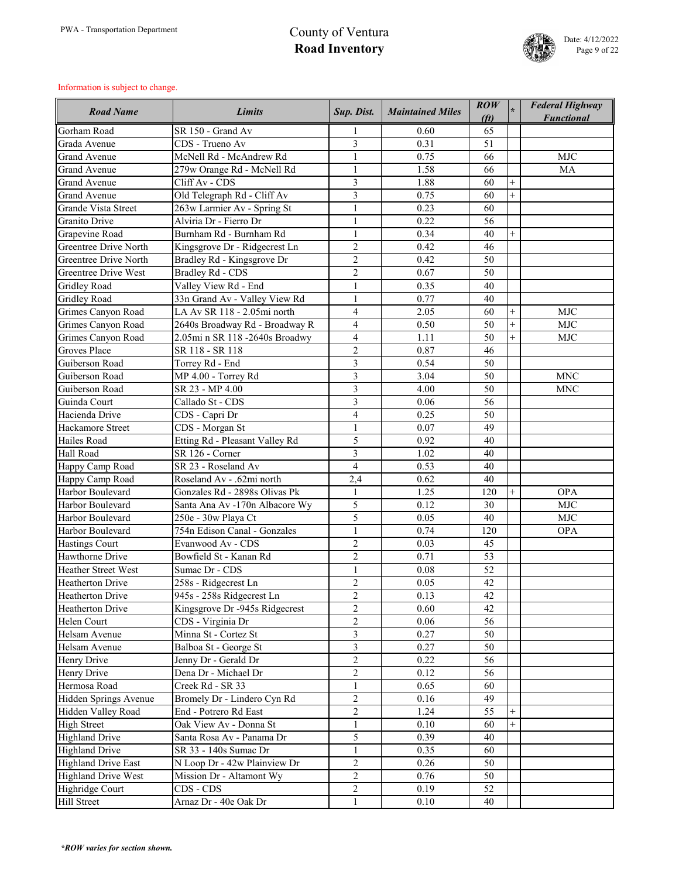# County of Ventura
## Road Inventory

Information is subject to change.

| Road Name | Limits | Sup. Dist. | Maintained Miles | ROW (ft) | * | Federal Highway Functional |
|---|---|---|---|---|---|---|
| Gorham Road | SR 150 - Grand Av | 1 | 0.60 | 65 | | |
| Grada Avenue | CDS - Trueno Av | 3 | 0.31 | 51 | | |
| Grand Avenue | McNell Rd - McAndrew Rd | 1 | 0.75 | 66 | | MJC |
| Grand Avenue | 279w Orange Rd - McNell Rd | 1 | 1.58 | 66 | | MA |
| Grand Avenue | Cliff Av - CDS | 3 | 1.88 | 60 | + | |
| Grand Avenue | Old Telegraph Rd - Cliff Av | 3 | 0.75 | 60 | + | |
| Grande Vista Street | 263w Larmier Av - Spring St | 1 | 0.23 | 60 | | |
| Granito Drive | Alviria Dr - Fierro Dr | 1 | 0.22 | 56 | | |
| Grapevine Road | Burnham Rd - Burnham Rd | 1 | 0.34 | 40 | + | |
| Greentree Drive North | Kingsgrove Dr - Ridgecrest Ln | 2 | 0.42 | 46 | | |
| Greentree Drive North | Bradley Rd - Kingsgrove Dr | 2 | 0.42 | 50 | | |
| Greentree Drive West | Bradley Rd - CDS | 2 | 0.67 | 50 | | |
| Gridley Road | Valley View Rd - End | 1 | 0.35 | 40 | | |
| Gridley Road | 33n Grand Av - Valley View Rd | 1 | 0.77 | 40 | | |
| Grimes Canyon Road | LA Av SR 118 - 2.05mi north | 4 | 2.05 | 60 | + | MJC |
| Grimes Canyon Road | 2640s Broadway Rd - Broadway R | 4 | 0.50 | 50 | + | MJC |
| Grimes Canyon Road | 2.05mi n SR 118 -2640s Broadwy | 4 | 1.11 | 50 | + | MJC |
| Groves Place | SR 118 - SR 118 | 2 | 0.87 | 46 | | |
| Guiberson Road | Torrey Rd - End | 3 | 0.54 | 50 | | |
| Guiberson Road | MP 4.00 - Torrey Rd | 3 | 3.04 | 50 | | MNC |
| Guiberson Road | SR 23 - MP 4.00 | 3 | 4.00 | 50 | | MNC |
| Guinda Court | Callado St - CDS | 3 | 0.06 | 56 | | |
| Hacienda Drive | CDS - Capri Dr | 4 | 0.25 | 50 | | |
| Hackamore Street | CDS - Morgan St | 1 | 0.07 | 49 | | |
| Hailes Road | Etting Rd - Pleasant Valley Rd | 5 | 0.92 | 40 | | |
| Hall Road | SR 126 - Corner | 3 | 1.02 | 40 | | |
| Happy Camp Road | SR 23 - Roseland Av | 4 | 0.53 | 40 | | |
| Happy Camp Road | Roseland Av - .62mi north | 2,4 | 0.62 | 40 | | |
| Harbor Boulevard | Gonzales Rd - 2898s Olivas Pk | 1 | 1.25 | 120 | + | OPA |
| Harbor Boulevard | Santa Ana Av -170n Albacore Wy | 5 | 0.12 | 30 | | MJC |
| Harbor Boulevard | 250e - 30w Playa Ct | 5 | 0.05 | 40 | | MJC |
| Harbor Boulevard | 754n Edison Canal - Gonzales | 1 | 0.74 | 120 | | OPA |
| Hastings Court | Evanwood Av - CDS | 2 | 0.03 | 45 | | |
| Hawthorne Drive | Bowfield St - Kanan Rd | 2 | 0.71 | 53 | | |
| Heather Street West | Sumac Dr - CDS | 1 | 0.08 | 52 | | |
| Heatherton Drive | 258s - Ridgecrest Ln | 2 | 0.05 | 42 | | |
| Heatherton Drive | 945s - 258s Ridgecrest Ln | 2 | 0.13 | 42 | | |
| Heatherton Drive | Kingsgrove Dr -945s Ridgecrest | 2 | 0.60 | 42 | | |
| Helen Court | CDS - Virginia Dr | 2 | 0.06 | 56 | | |
| Helsam Avenue | Minna St - Cortez St | 3 | 0.27 | 50 | | |
| Helsam Avenue | Balboa St - George St | 3 | 0.27 | 50 | | |
| Henry Drive | Jenny Dr - Gerald Dr | 2 | 0.22 | 56 | | |
| Henry Drive | Dena Dr - Michael Dr | 2 | 0.12 | 56 | | |
| Hermosa Road | Creek Rd - SR 33 | 1 | 0.65 | 60 | | |
| Hidden Springs Avenue | Bromely Dr - Lindero Cyn Rd | 2 | 0.16 | 49 | | |
| Hidden Valley Road | End - Potrero Rd East | 2 | 1.24 | 55 | + | |
| High Street | Oak View Av - Donna St | 1 | 0.10 | 60 | + | |
| Highland Drive | Santa Rosa Av - Panama Dr | 5 | 0.39 | 40 | | |
| Highland Drive | SR 33 - 140s Sumac Dr | 1 | 0.35 | 60 | | |
| Highland Drive East | N Loop Dr - 42w Plainview Dr | 2 | 0.26 | 50 | | |
| Highland Drive West | Mission Dr - Altamont Wy | 2 | 0.76 | 50 | | |
| Highridge Court | CDS - CDS | 2 | 0.19 | 52 | | |
| Hill Street | Arnaz Dr - 40e Oak Dr | 1 | 0.10 | 40 | | |

*\*ROW varies for section shown.*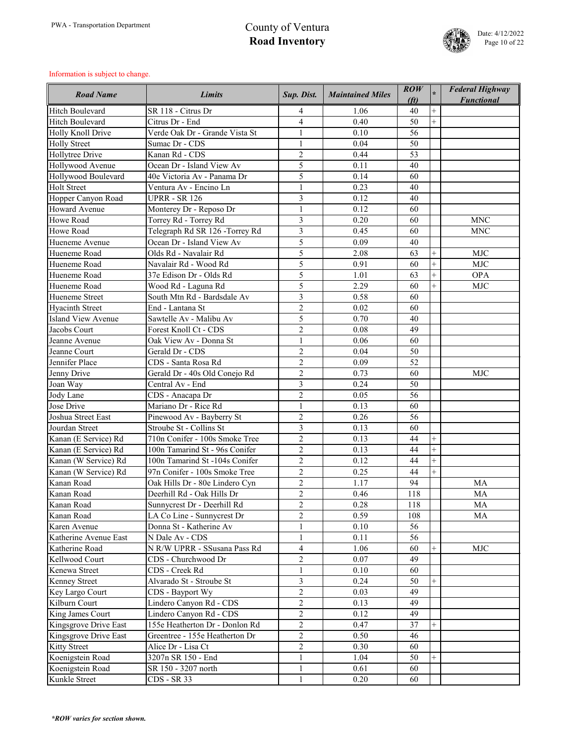Information is subject to change.

| Road Name | Limits | Sup. Dist. | Maintained Miles | ROW (ft) | * | Federal Highway Functional |
|---|---|---|---|---|---|---|
| Hitch Boulevard | SR 118 - Citrus Dr | 4 | 1.06 | 40 | + | |
| Hitch Boulevard | Citrus Dr - End | 4 | 0.40 | 50 | + | |
| Holly Knoll Drive | Verde Oak Dr - Grande Vista St | 1 | 0.10 | 56 | | |
| Holly Street | Sumac Dr - CDS | 1 | 0.04 | 50 | | |
| Hollytree Drive | Kanan Rd - CDS | 2 | 0.44 | 53 | | |
| Hollywood Avenue | Ocean Dr - Island View Av | 5 | 0.11 | 40 | | |
| Hollywood Boulevard | 40e Victoria Av - Panama Dr | 5 | 0.14 | 60 | | |
| Holt Street | Ventura Av - Encino Ln | 1 | 0.23 | 40 | | |
| Hopper Canyon Road | UPRR - SR 126 | 3 | 0.12 | 40 | | |
| Howard Avenue | Monterey Dr - Reposo Dr | 1 | 0.12 | 60 | | |
| Howe Road | Torrey Rd - Torrey Rd | 3 | 0.20 | 60 | | MNC |
| Howe Road | Telegraph Rd SR 126 -Torrey Rd | 3 | 0.45 | 60 | | MNC |
| Hueneme Avenue | Ocean Dr - Island View Av | 5 | 0.09 | 40 | | |
| Hueneme Road | Olds Rd - Navalair Rd | 5 | 2.08 | 63 | + | MJC |
| Hueneme Road | Navalair Rd - Wood Rd | 5 | 0.91 | 60 | + | MJC |
| Hueneme Road | 37e Edison Dr - Olds Rd | 5 | 1.01 | 63 | + | OPA |
| Hueneme Road | Wood Rd - Laguna Rd | 5 | 2.29 | 60 | + | MJC |
| Hueneme Street | South Mtn Rd - Bardsdale Av | 3 | 0.58 | 60 | | |
| Hyacinth Street | End - Lantana St | 2 | 0.02 | 60 | | |
| Island View Avenue | Sawtelle Av - Malibu Av | 5 | 0.70 | 40 | | |
| Jacobs Court | Forest Knoll Ct - CDS | 2 | 0.08 | 49 | | |
| Jeanne Avenue | Oak View Av - Donna St | 1 | 0.06 | 60 | | |
| Jeanne Court | Gerald Dr - CDS | 2 | 0.04 | 50 | | |
| Jennifer Place | CDS - Santa Rosa Rd | 2 | 0.09 | 52 | | |
| Jenny Drive | Gerald Dr - 40s Old Conejo Rd | 2 | 0.73 | 60 | | MJC |
| Joan Way | Central Av - End | 3 | 0.24 | 50 | | |
| Jody Lane | CDS - Anacapa Dr | 2 | 0.05 | 56 | | |
| Jose Drive | Mariano Dr - Rice Rd | 1 | 0.13 | 60 | | |
| Joshua Street East | Pinewood Av - Bayberry St | 2 | 0.26 | 56 | | |
| Jourdan Street | Stroube St - Collins St | 3 | 0.13 | 60 | | |
| Kanan (E Service) Rd | 710n Conifer - 100s Smoke Tree | 2 | 0.13 | 44 | + | |
| Kanan (E Service) Rd | 100n Tamarind St - 96s Conifer | 2 | 0.13 | 44 | + | |
| Kanan (W Service) Rd | 100n Tamarind St -104s Conifer | 2 | 0.12 | 44 | + | |
| Kanan (W Service) Rd | 97n Conifer - 100s Smoke Tree | 2 | 0.25 | 44 | + | |
| Kanan Road | Oak Hills Dr - 80e Lindero Cyn | 2 | 1.17 | 94 | | MA |
| Kanan Road | Deerhill Rd - Oak Hills Dr | 2 | 0.46 | 118 | | MA |
| Kanan Road | Sunnycrest Dr - Deerhill Rd | 2 | 0.28 | 118 | | MA |
| Kanan Road | LA Co Line - Sunnycrest Dr | 2 | 0.59 | 108 | | MA |
| Karen Avenue | Donna St - Katherine Av | 1 | 0.10 | 56 | | |
| Katherine Avenue East | N Dale Av - CDS | 1 | 0.11 | 56 | | |
| Katherine Road | N R/W UPRR - SSusana Pass Rd | 4 | 1.06 | 60 | + | MJC |
| Kellwood Court | CDS - Churchwood Dr | 2 | 0.07 | 49 | | |
| Kenewa Street | CDS - Creek Rd | 1 | 0.10 | 60 | | |
| Kenney Street | Alvarado St - Stroube St | 3 | 0.24 | 50 | + | |
| Key Largo Court | CDS - Bayport Wy | 2 | 0.03 | 49 | | |
| Kilburn Court | Lindero Canyon Rd - CDS | 2 | 0.13 | 49 | | |
| King James Court | Lindero Canyon Rd - CDS | 2 | 0.12 | 49 | | |
| Kingsgrove Drive East | 155e Heatherton Dr - Donlon Rd | 2 | 0.47 | 37 | + | |
| Kingsgrove Drive East | Greentree - 155e Heatherton Dr | 2 | 0.50 | 46 | | |
| Kitty Street | Alice Dr - Lisa Ct | 2 | 0.30 | 60 | | |
| Koenigstein Road | 3207n SR 150 - End | 1 | 1.04 | 50 | + | |
| Koenigstein Road | SR 150 - 3207 north | 1 | 0.61 | 60 | | |
| Kunkle Street | CDS - SR 33 | 1 | 0.20 | 60 | | |

*\*ROW varies for section shown.*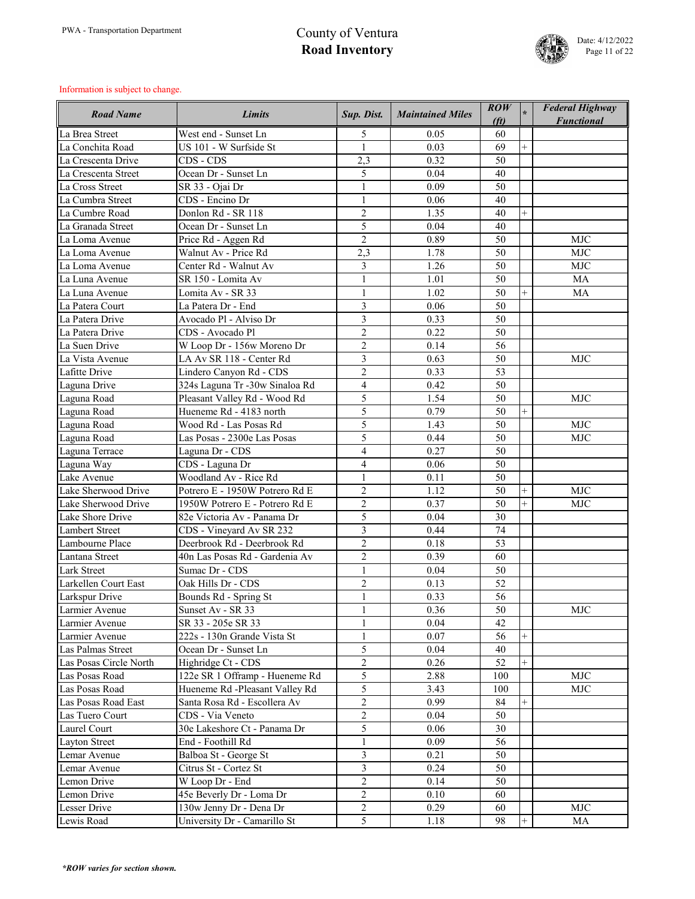# County of Ventura
## Road Inventory

PWA - Transportation Department

Date: 4/12/2022

Information is subject to change.

| Road Name | Limits | Sup. Dist. | Maintained Miles | ROW (ft) | * | Federal Highway Functional |
|---|---|---|---|---|---|---|
| La Brea Street | West end - Sunset Ln | 5 | 0.05 | 60 | | |
| La Conchita Road | US 101 - W Surfside St | 1 | 0.03 | 69 | + | |
| La Crescenta Drive | CDS - CDS | 2,3 | 0.32 | 50 | | |
| La Crescenta Street | Ocean Dr - Sunset Ln | 5 | 0.04 | 40 | | |
| La Cross Street | SR 33 - Ojai Dr | 1 | 0.09 | 50 | | |
| La Cumbra Street | CDS - Encino Dr | 1 | 0.06 | 40 | | |
| La Cumbre Road | Donlon Rd - SR 118 | 2 | 1.35 | 40 | + | |
| La Granada Street | Ocean Dr - Sunset Ln | 5 | 0.04 | 40 | | |
| La Loma Avenue | Price Rd - Aggen Rd | 2 | 0.89 | 50 | | MJC |
| La Loma Avenue | Walnut Av - Price Rd | 2,3 | 1.78 | 50 | | MJC |
| La Loma Avenue | Center Rd - Walnut Av | 3 | 1.26 | 50 | | MJC |
| La Luna Avenue | SR 150 - Lomita Av | 1 | 1.01 | 50 | | MA |
| La Luna Avenue | Lomita Av - SR 33 | 1 | 1.02 | 50 | + | MA |
| La Patera Court | La Patera Dr - End | 3 | 0.06 | 50 | | |
| La Patera Drive | Avocado Pl - Alviso Dr | 3 | 0.33 | 50 | | |
| La Patera Drive | CDS - Avocado Pl | 2 | 0.22 | 50 | | |
| La Suen Drive | W Loop Dr - 156w Moreno Dr | 2 | 0.14 | 56 | | |
| La Vista Avenue | LA Av SR 118 - Center Rd | 3 | 0.63 | 50 | | MJC |
| Lafitte Drive | Lindero Canyon Rd - CDS | 2 | 0.33 | 53 | | |
| Laguna Drive | 324s Laguna Tr -30w Sinaloa Rd | 4 | 0.42 | 50 | | |
| Laguna Road | Pleasant Valley Rd - Wood Rd | 5 | 1.54 | 50 | | MJC |
| Laguna Road | Hueneme Rd - 4183 north | 5 | 0.79 | 50 | + | |
| Laguna Road | Wood Rd - Las Posas Rd | 5 | 1.43 | 50 | | MJC |
| Laguna Road | Las Posas - 2300e Las Posas | 5 | 0.44 | 50 | | MJC |
| Laguna Terrace | Laguna Dr - CDS | 4 | 0.27 | 50 | | |
| Laguna Way | CDS - Laguna Dr | 4 | 0.06 | 50 | | |
| Lake Avenue | Woodland Av - Rice Rd | 1 | 0.11 | 50 | | |
| Lake Sherwood Drive | Potrero E - 1950W Potrero Rd E | 2 | 1.12 | 50 | + | MJC |
| Lake Sherwood Drive | 1950W Potrero E - Potrero Rd E | 2 | 0.37 | 50 | + | MJC |
| Lake Shore Drive | 82e Victoria Av - Panama Dr | 5 | 0.04 | 30 | | |
| Lambert Street | CDS - Vineyard Av SR 232 | 3 | 0.44 | 74 | | |
| Lambourne Place | Deerbrook Rd - Deerbrook Rd | 2 | 0.18 | 53 | | |
| Lantana Street | 40n Las Posas Rd - Gardenia Av | 2 | 0.39 | 60 | | |
| Lark Street | Sumac Dr - CDS | 1 | 0.04 | 50 | | |
| Larkellen Court East | Oak Hills Dr - CDS | 2 | 0.13 | 52 | | |
| Larkspur Drive | Bounds Rd - Spring St | 1 | 0.33 | 56 | | |
| Larmier Avenue | Sunset Av - SR 33 | 1 | 0.36 | 50 | | MJC |
| Larmier Avenue | SR 33 - 205e SR 33 | 1 | 0.04 | 42 | | |
| Larmier Avenue | 222s - 130n Grande Vista St | 1 | 0.07 | 56 | + | |
| Las Palmas Street | Ocean Dr - Sunset Ln | 5 | 0.04 | 40 | | |
| Las Posas Circle North | Highridge Ct - CDS | 2 | 0.26 | 52 | + | |
| Las Posas Road | 122e SR 1 Offramp - Hueneme Rd | 5 | 2.88 | 100 | | MJC |
| Las Posas Road | Hueneme Rd -Pleasant Valley Rd | 5 | 3.43 | 100 | | MJC |
| Las Posas Road East | Santa Rosa Rd - Escollera Av | 2 | 0.99 | 84 | + | |
| Las Tuero Court | CDS - Via Veneto | 2 | 0.04 | 50 | | |
| Laurel Court | 30e Lakeshore Ct - Panama Dr | 5 | 0.06 | 30 | | |
| Layton Street | End - Foothill Rd | 1 | 0.09 | 56 | | |
| Lemar Avenue | Balboa St - George St | 3 | 0.21 | 50 | | |
| Lemar Avenue | Citrus St - Cortez St | 3 | 0.24 | 50 | | |
| Lemon Drive | W Loop Dr - End | 2 | 0.14 | 50 | | |
| Lemon Drive | 45e Beverly Dr - Loma Dr | 2 | 0.10 | 60 | | |
| Lesser Drive | 130w Jenny Dr - Dena Dr | 2 | 0.29 | 60 | | MJC |
| Lewis Road | University Dr - Camarillo St | 5 | 1.18 | 98 | + | MA |

*\*ROW varies for section shown.*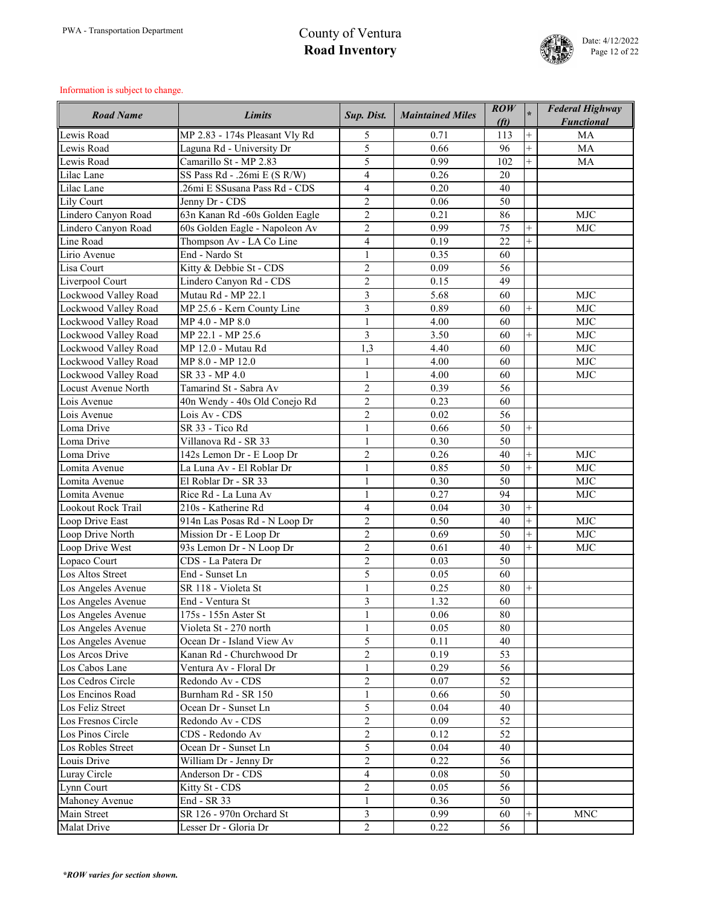# County of Ventura
## Road Inventory

PWA - Transportation Department

Date: 4/12/2022

Information is subject to change.

| Road Name | Limits | Sup. Dist. | Maintained Miles | ROW (ft) | * | Federal Highway Functional |
|---|---|---|---|---|---|---|
| Lewis Road | MP 2.83 - 174s Pleasant Vly Rd | 5 | 0.71 | 113 | + | MA |
| Lewis Road | Laguna Rd - University Dr | 5 | 0.66 | 96 | + | MA |
| Lewis Road | Camarillo St - MP 2.83 | 5 | 0.99 | 102 | + | MA |
| Lilac Lane | SS Pass Rd - .26mi E (S R/W) | 4 | 0.26 | 20 | | |
| Lilac Lane | .26mi E SSusana Pass Rd - CDS | 4 | 0.20 | 40 | | |
| Lily Court | Jenny Dr - CDS | 2 | 0.06 | 50 | | |
| Lindero Canyon Road | 63n Kanan Rd -60s Golden Eagle | 2 | 0.21 | 86 | | MJC |
| Lindero Canyon Road | 60s Golden Eagle - Napoleon Av | 2 | 0.99 | 75 | + | MJC |
| Line Road | Thompson Av - LA Co Line | 4 | 0.19 | 22 | + | |
| Lirio Avenue | End - Nardo St | 1 | 0.35 | 60 | | |
| Lisa Court | Kitty & Debbie St - CDS | 2 | 0.09 | 56 | | |
| Liverpool Court | Lindero Canyon Rd - CDS | 2 | 0.15 | 49 | | |
| Lockwood Valley Road | Mutau Rd - MP 22.1 | 3 | 5.68 | 60 | | MJC |
| Lockwood Valley Road | MP 25.6 - Kern County Line | 3 | 0.89 | 60 | + | MJC |
| Lockwood Valley Road | MP 4.0 - MP 8.0 | 1 | 4.00 | 60 | | MJC |
| Lockwood Valley Road | MP 22.1 - MP 25.6 | 3 | 3.50 | 60 | + | MJC |
| Lockwood Valley Road | MP 12.0 - Mutau Rd | 1,3 | 4.40 | 60 | | MJC |
| Lockwood Valley Road | MP 8.0 - MP 12.0 | 1 | 4.00 | 60 | | MJC |
| Lockwood Valley Road | SR 33 - MP 4.0 | 1 | 4.00 | 60 | | MJC |
| Locust Avenue North | Tamarind St - Sabra Av | 2 | 0.39 | 56 | | |
| Lois Avenue | 40n Wendy - 40s Old Conejo Rd | 2 | 0.23 | 60 | | |
| Lois Avenue | Lois Av - CDS | 2 | 0.02 | 56 | | |
| Loma Drive | SR 33 - Tico Rd | 1 | 0.66 | 50 | + | |
| Loma Drive | Villanova Rd - SR 33 | 1 | 0.30 | 50 | | |
| Loma Drive | 142s Lemon Dr - E Loop Dr | 2 | 0.26 | 40 | + | MJC |
| Lomita Avenue | La Luna Av - El Roblar Dr | 1 | 0.85 | 50 | + | MJC |
| Lomita Avenue | El Roblar Dr - SR 33 | 1 | 0.30 | 50 | | MJC |
| Lomita Avenue | Rice Rd - La Luna Av | 1 | 0.27 | 94 | | MJC |
| Lookout Rock Trail | 210s - Katherine Rd | 4 | 0.04 | 30 | + | |
| Loop Drive East | 914n Las Posas Rd - N Loop Dr | 2 | 0.50 | 40 | + | MJC |
| Loop Drive North | Mission Dr - E Loop Dr | 2 | 0.69 | 50 | + | MJC |
| Loop Drive West | 93s Lemon Dr - N Loop Dr | 2 | 0.61 | 40 | + | MJC |
| Lopaco Court | CDS - La Patera Dr | 2 | 0.03 | 50 | | |
| Los Altos Street | End - Sunset Ln | 5 | 0.05 | 60 | | |
| Los Angeles Avenue | SR 118 - Violeta St | 1 | 0.25 | 80 | + | |
| Los Angeles Avenue | End - Ventura St | 3 | 1.32 | 60 | | |
| Los Angeles Avenue | 175s - 155n Aster St | 1 | 0.06 | 80 | | |
| Los Angeles Avenue | Violeta St - 270 north | 1 | 0.05 | 80 | | |
| Los Angeles Avenue | Ocean Dr - Island View Av | 5 | 0.11 | 40 | | |
| Los Arcos Drive | Kanan Rd - Churchwood Dr | 2 | 0.19 | 53 | | |
| Los Cabos Lane | Ventura Av - Floral Dr | 1 | 0.29 | 56 | | |
| Los Cedros Circle | Redondo Av - CDS | 2 | 0.07 | 52 | | |
| Los Encinos Road | Burnham Rd - SR 150 | 1 | 0.66 | 50 | | |
| Los Feliz Street | Ocean Dr - Sunset Ln | 5 | 0.04 | 40 | | |
| Los Fresnos Circle | Redondo Av - CDS | 2 | 0.09 | 52 | | |
| Los Pinos Circle | CDS - Redondo Av | 2 | 0.12 | 52 | | |
| Los Robles Street | Ocean Dr - Sunset Ln | 5 | 0.04 | 40 | | |
| Louis Drive | William Dr - Jenny Dr | 2 | 0.22 | 56 | | |
| Luray Circle | Anderson Dr - CDS | 4 | 0.08 | 50 | | |
| Lynn Court | Kitty St - CDS | 2 | 0.05 | 56 | | |
| Mahoney Avenue | End - SR 33 | 1 | 0.36 | 50 | | |
| Main Street | SR 126 - 970n Orchard St | 3 | 0.99 | 60 | + | MNC |
| Malat Drive | Lesser Dr - Gloria Dr | 2 | 0.22 | 56 | | |

***ROW varies for section shown.**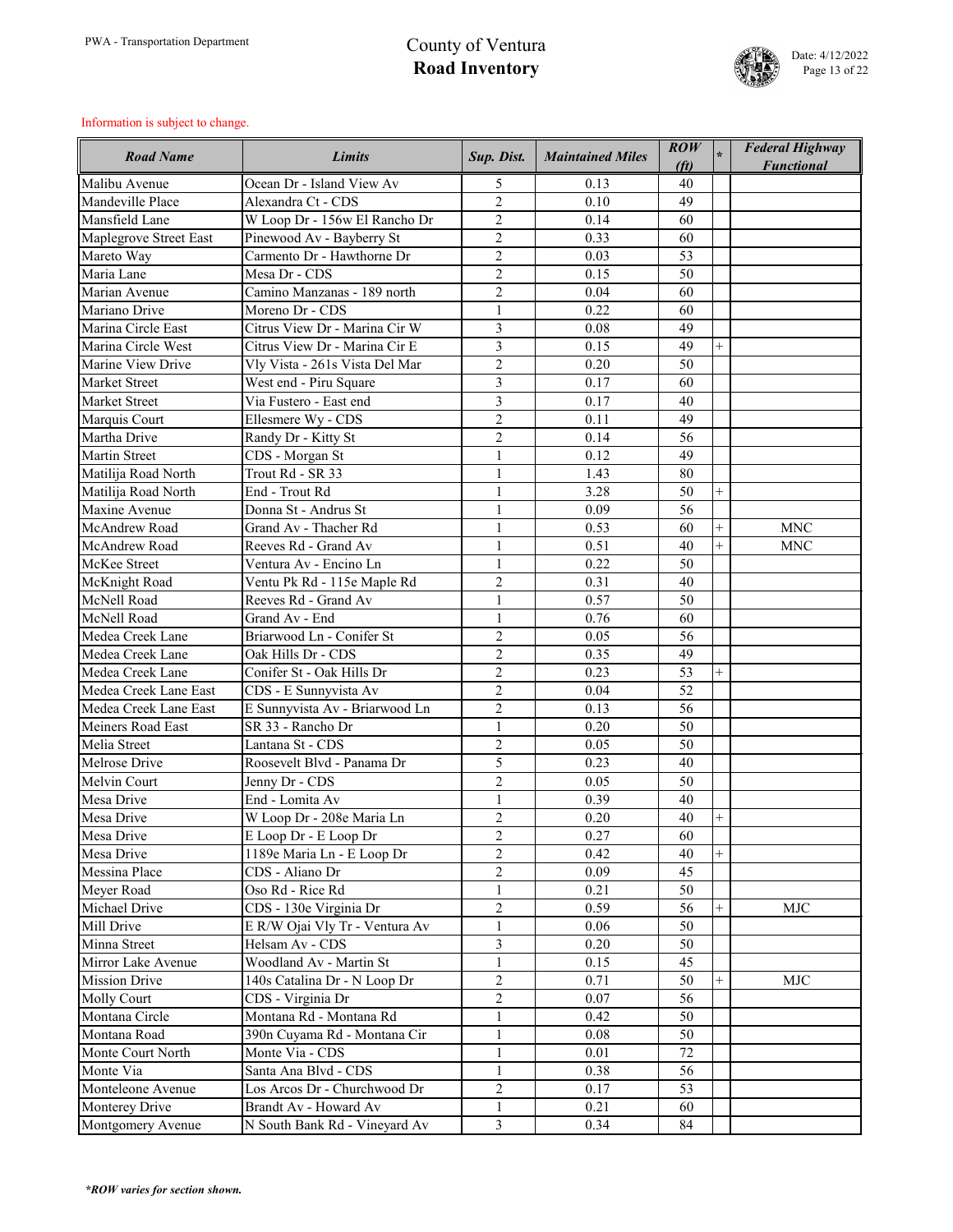Information is subject to change.

| Road Name | Limits | Sup. Dist. | Maintained Miles | ROW (ft) | * | Federal Highway Functional |
|---|---|---|---|---|---|---|
| Malibu Avenue | Ocean Dr - Island View Av | 5 | 0.13 | 40 | | |
| Mandeville Place | Alexandra Ct - CDS | 2 | 0.10 | 49 | | |
| Mansfield Lane | W Loop Dr - 156w El Rancho Dr | 2 | 0.14 | 60 | | |
| Maplegrove Street East | Pinewood Av - Bayberry St | 2 | 0.33 | 60 | | |
| Mareto Way | Carmento Dr - Hawthorne Dr | 2 | 0.03 | 53 | | |
| Maria Lane | Mesa Dr - CDS | 2 | 0.15 | 50 | | |
| Marian Avenue | Camino Manzanas - 189 north | 2 | 0.04 | 60 | | |
| Mariano Drive | Moreno Dr - CDS | 1 | 0.22 | 60 | | |
| Marina Circle East | Citrus View Dr - Marina Cir W | 3 | 0.08 | 49 | | |
| Marina Circle West | Citrus View Dr - Marina Cir E | 3 | 0.15 | 49 | + | |
| Marine View Drive | Vly Vista - 261s Vista Del Mar | 2 | 0.20 | 50 | | |
| Market Street | West end - Piru Square | 3 | 0.17 | 60 | | |
| Market Street | Via Fustero - East end | 3 | 0.17 | 40 | | |
| Marquis Court | Ellesmere Wy - CDS | 2 | 0.11 | 49 | | |
| Martha Drive | Randy Dr - Kitty St | 2 | 0.14 | 56 | | |
| Martin Street | CDS - Morgan St | 1 | 0.12 | 49 | | |
| Matilija Road North | Trout Rd - SR 33 | 1 | 1.43 | 80 | | |
| Matilija Road North | End - Trout Rd | 1 | 3.28 | 50 | + | |
| Maxine Avenue | Donna St - Andrus St | 1 | 0.09 | 56 | | |
| McAndrew Road | Grand Av - Thacher Rd | 1 | 0.53 | 60 | + | MNC |
| McAndrew Road | Reeves Rd - Grand Av | 1 | 0.51 | 40 | + | MNC |
| McKee Street | Ventura Av - Encino Ln | 1 | 0.22 | 50 | | |
| McKnight Road | Ventu Pk Rd - 115e Maple Rd | 2 | 0.31 | 40 | | |
| McNell Road | Reeves Rd - Grand Av | 1 | 0.57 | 50 | | |
| McNell Road | Grand Av - End | 1 | 0.76 | 60 | | |
| Medea Creek Lane | Briarwood Ln - Conifer St | 2 | 0.05 | 56 | | |
| Medea Creek Lane | Oak Hills Dr - CDS | 2 | 0.35 | 49 | | |
| Medea Creek Lane | Conifer St - Oak Hills Dr | 2 | 0.23 | 53 | + | |
| Medea Creek Lane East | CDS - E Sunnyvista Av | 2 | 0.04 | 52 | | |
| Medea Creek Lane East | E Sunnyvista Av - Briarwood Ln | 2 | 0.13 | 56 | | |
| Meiners Road East | SR 33 - Rancho Dr | 1 | 0.20 | 50 | | |
| Melia Street | Lantana St - CDS | 2 | 0.05 | 50 | | |
| Melrose Drive | Roosevelt Blvd - Panama Dr | 5 | 0.23 | 40 | | |
| Melvin Court | Jenny Dr - CDS | 2 | 0.05 | 50 | | |
| Mesa Drive | End - Lomita Av | 1 | 0.39 | 40 | | |
| Mesa Drive | W Loop Dr - 208e Maria Ln | 2 | 0.20 | 40 | + | |
| Mesa Drive | E Loop Dr - E Loop Dr | 2 | 0.27 | 60 | | |
| Mesa Drive | 1189e Maria Ln - E Loop Dr | 2 | 0.42 | 40 | + | |
| Messina Place | CDS - Aliano Dr | 2 | 0.09 | 45 | | |
| Meyer Road | Oso Rd - Rice Rd | 1 | 0.21 | 50 | | |
| Michael Drive | CDS - 130e Virginia Dr | 2 | 0.59 | 56 | + | MJC |
| Mill Drive | E R/W Ojai Vly Tr - Ventura Av | 1 | 0.06 | 50 | | |
| Minna Street | Helsam Av - CDS | 3 | 0.20 | 50 | | |
| Mirror Lake Avenue | Woodland Av - Martin St | 1 | 0.15 | 45 | | |
| Mission Drive | 140s Catalina Dr - N Loop Dr | 2 | 0.71 | 50 | + | MJC |
| Molly Court | CDS - Virginia Dr | 2 | 0.07 | 56 | | |
| Montana Circle | Montana Rd - Montana Rd | 1 | 0.42 | 50 | | |
| Montana Road | 390n Cuyama Rd - Montana Cir | 1 | 0.08 | 50 | | |
| Monte Court North | Monte Via - CDS | 1 | 0.01 | 72 | | |
| Monte Via | Santa Ana Blvd - CDS | 1 | 0.38 | 56 | | |
| Monteleone Avenue | Los Arcos Dr - Churchwood Dr | 2 | 0.17 | 53 | | |
| Monterey Drive | Brandt Av - Howard Av | 1 | 0.21 | 60 | | |
| Montgomery Avenue | N South Bank Rd - Vineyard Av | 3 | 0.34 | 84 | | |

***ROW varies for section shown.***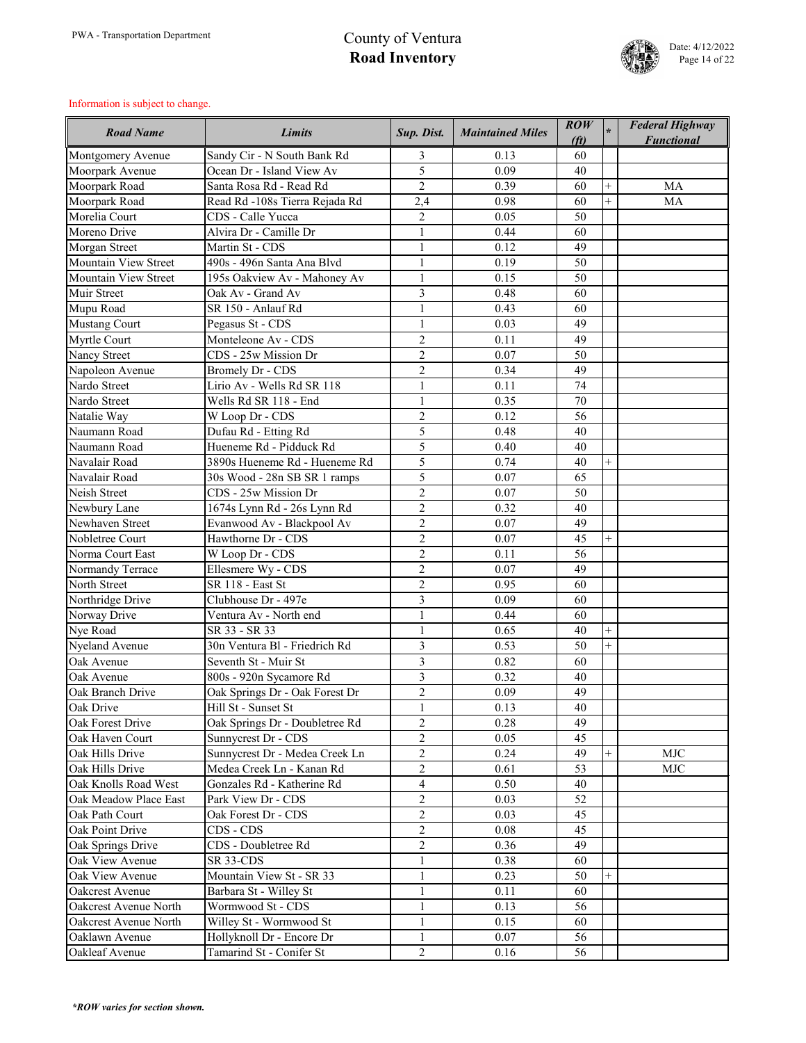# County of Ventura
## Road Inventory

PWA - Transportation Department

Date: 4/12/2022

Information is subject to change.

| Road Name | Limits | Sup. Dist. | Maintained Miles | ROW (ft) | * | Federal Highway Functional |
|---|---|---|---|---|---|---|
| Montgomery Avenue | Sandy Cir - N South Bank Rd | 3 | 0.13 | 60 | | |
| Moorpark Avenue | Ocean Dr - Island View Av | 5 | 0.09 | 40 | | |
| Moorpark Road | Santa Rosa Rd - Read Rd | 2 | 0.39 | 60 | + | MA |
| Moorpark Road | Read Rd -108s Tierra Rejada Rd | 2,4 | 0.98 | 60 | + | MA |
| Morelia Court | CDS - Calle Yucca | 2 | 0.05 | 50 | | |
| Moreno Drive | Alvira Dr - Camille Dr | 1 | 0.44 | 60 | | |
| Morgan Street | Martin St - CDS | 1 | 0.12 | 49 | | |
| Mountain View Street | 490s - 496n Santa Ana Blvd | 1 | 0.19 | 50 | | |
| Mountain View Street | 195s Oakview Av - Mahoney Av | 1 | 0.15 | 50 | | |
| Muir Street | Oak Av - Grand Av | 3 | 0.48 | 60 | | |
| Mupu Road | SR 150 - Anlauf Rd | 1 | 0.43 | 60 | | |
| Mustang Court | Pegasus St - CDS | 1 | 0.03 | 49 | | |
| Myrtle Court | Monteleone Av - CDS | 2 | 0.11 | 49 | | |
| Nancy Street | CDS - 25w Mission Dr | 2 | 0.07 | 50 | | |
| Napoleon Avenue | Bromely Dr - CDS | 2 | 0.34 | 49 | | |
| Nardo Street | Lirio Av - Wells Rd SR 118 | 1 | 0.11 | 74 | | |
| Nardo Street | Wells Rd SR 118 - End | 1 | 0.35 | 70 | | |
| Natalie Way | W Loop Dr - CDS | 2 | 0.12 | 56 | | |
| Naumann Road | Dufau Rd - Etting Rd | 5 | 0.48 | 40 | | |
| Naumann Road | Hueneme Rd - Pidduck Rd | 5 | 0.40 | 40 | | |
| Navalair Road | 3890s Hueneme Rd - Hueneme Rd | 5 | 0.74 | 40 | + | |
| Navalair Road | 30s Wood - 28n SB SR 1 ramps | 5 | 0.07 | 65 | | |
| Neish Street | CDS - 25w Mission Dr | 2 | 0.07 | 50 | | |
| Newbury Lane | 1674s Lynn Rd - 26s Lynn Rd | 2 | 0.32 | 40 | | |
| Newhaven Street | Evanwood Av - Blackpool Av | 2 | 0.07 | 49 | | |
| Nobletree Court | Hawthorne Dr - CDS | 2 | 0.07 | 45 | + | |
| Norma Court East | W Loop Dr - CDS | 2 | 0.11 | 56 | | |
| Normandy Terrace | Ellesmere Wy - CDS | 2 | 0.07 | 49 | | |
| North Street | SR 118 - East St | 2 | 0.95 | 60 | | |
| Northridge Drive | Clubhouse Dr - 497e | 3 | 0.09 | 60 | | |
| Norway Drive | Ventura Av - North end | 1 | 0.44 | 60 | | |
| Nye Road | SR 33 - SR 33 | 1 | 0.65 | 40 | + | |
| Nyeland Avenue | 30n Ventura Bl - Friedrich Rd | 3 | 0.53 | 50 | + | |
| Oak Avenue | Seventh St - Muir St | 3 | 0.82 | 60 | | |
| Oak Avenue | 800s - 920n Sycamore Rd | 3 | 0.32 | 40 | | |
| Oak Branch Drive | Oak Springs Dr - Oak Forest Dr | 2 | 0.09 | 49 | | |
| Oak Drive | Hill St - Sunset St | 1 | 0.13 | 40 | | |
| Oak Forest Drive | Oak Springs Dr - Doubletree Rd | 2 | 0.28 | 49 | | |
| Oak Haven Court | Sunnycrest Dr - CDS | 2 | 0.05 | 45 | | |
| Oak Hills Drive | Sunnycrest Dr - Medea Creek Ln | 2 | 0.24 | 49 | + | MJC |
| Oak Hills Drive | Medea Creek Ln - Kanan Rd | 2 | 0.61 | 53 | | MJC |
| Oak Knolls Road West | Gonzales Rd - Katherine Rd | 4 | 0.50 | 40 | | |
| Oak Meadow Place East | Park View Dr - CDS | 2 | 0.03 | 52 | | |
| Oak Path Court | Oak Forest Dr - CDS | 2 | 0.03 | 45 | | |
| Oak Point Drive | CDS - CDS | 2 | 0.08 | 45 | | |
| Oak Springs Drive | CDS - Doubletree Rd | 2 | 0.36 | 49 | | |
| Oak View Avenue | SR 33-CDS | 1 | 0.38 | 60 | | |
| Oak View Avenue | Mountain View St - SR 33 | 1 | 0.23 | 50 | + | |
| Oakcrest Avenue | Barbara St - Willey St | 1 | 0.11 | 60 | | |
| Oakcrest Avenue North | Wormwood St - CDS | 1 | 0.13 | 56 | | |
| Oakcrest Avenue North | Willey St - Wormwood St | 1 | 0.15 | 60 | | |
| Oaklawn Avenue | Hollyknoll Dr - Encore Dr | 1 | 0.07 | 56 | | |
| Oakleaf Avenue | Tamarind St - Conifer St | 2 | 0.16 | 56 | | |

***ROW varies for section shown.***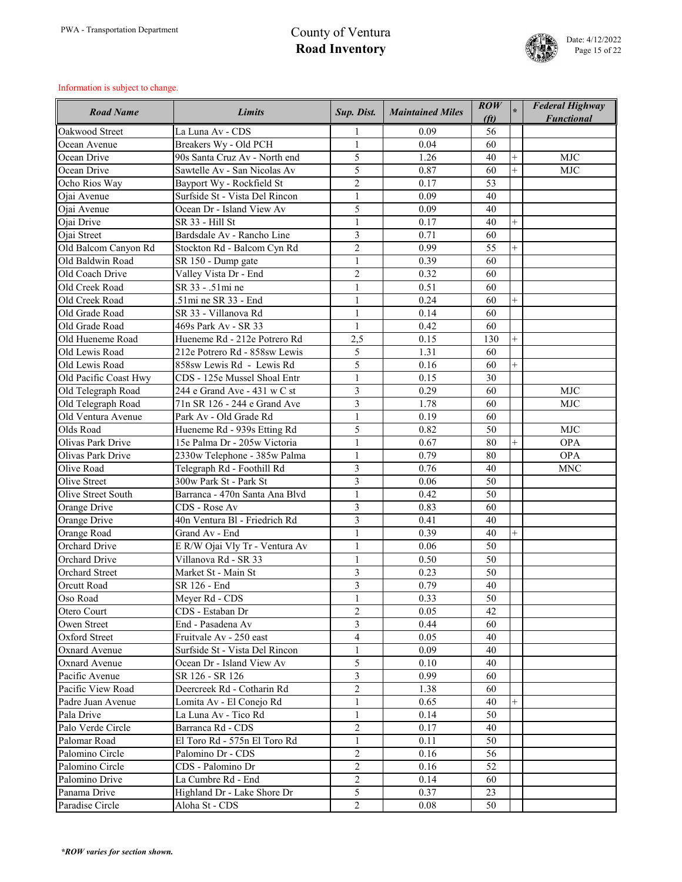# County of Ventura
## Road Inventory

PWA - Transportation Department

Date: 4/12/2022

Information is subject to change.

| Road Name | Limits | Sup. Dist. | Maintained Miles | ROW (ft) | * | Federal Highway Functional |
|---|---|---|---|---|---|---|
| Oakwood Street | La Luna Av - CDS | 1 | 0.09 | 56 | | |
| Ocean Avenue | Breakers Wy - Old PCH | 1 | 0.04 | 60 | | |
| Ocean Drive | 90s Santa Cruz Av - North end | 5 | 1.26 | 40 | + | MJC |
| Ocean Drive | Sawtelle Av - San Nicolas Av | 5 | 0.87 | 60 | + | MJC |
| Ocho Rios Way | Bayport Wy - Rockfield St | 2 | 0.17 | 53 | | |
| Ojai Avenue | Surfside St - Vista Del Rincon | 1 | 0.09 | 40 | | |
| Ojai Avenue | Ocean Dr - Island View Av | 5 | 0.09 | 40 | | |
| Ojai Drive | SR 33 - Hill St | 1 | 0.17 | 40 | + | |
| Ojai Street | Bardsdale Av - Rancho Line | 3 | 0.71 | 60 | | |
| Old Balcom Canyon Rd | Stockton Rd - Balcom Cyn Rd | 2 | 0.99 | 55 | + | |
| Old Baldwin Road | SR 150 - Dump gate | 1 | 0.39 | 60 | | |
| Old Coach Drive | Valley Vista Dr - End | 2 | 0.32 | 60 | | |
| Old Creek Road | SR 33 - .51mi ne | 1 | 0.51 | 60 | | |
| Old Creek Road | .51mi ne SR 33 - End | 1 | 0.24 | 60 | + | |
| Old Grade Road | SR 33 - Villanova Rd | 1 | 0.14 | 60 | | |
| Old Grade Road | 469s Park Av - SR 33 | 1 | 0.42 | 60 | | |
| Old Hueneme Road | Hueneme Rd - 212e Potrero Rd | 2,5 | 0.15 | 130 | + | |
| Old Lewis Road | 212e Potrero Rd - 858sw Lewis | 5 | 1.31 | 60 | | |
| Old Lewis Road | 858sw Lewis Rd - Lewis Rd | 5 | 0.16 | 60 | + | |
| Old Pacific Coast Hwy | CDS - 125e Mussel Shoal Entr | 1 | 0.15 | 30 | | |
| Old Telegraph Road | 244 e Grand Ave - 431 w C st | 3 | 0.29 | 60 | | MJC |
| Old Telegraph Road | 71n SR 126 - 244 e Grand Ave | 3 | 1.78 | 60 | | MJC |
| Old Ventura Avenue | Park Av - Old Grade Rd | 1 | 0.19 | 60 | | |
| Olds Road | Hueneme Rd - 939s Etting Rd | 5 | 0.82 | 50 | | MJC |
| Olivas Park Drive | 15e Palma Dr - 205w Victoria | 1 | 0.67 | 80 | + | OPA |
| Olivas Park Drive | 2330w Telephone - 385w Palma | 1 | 0.79 | 80 | | OPA |
| Olive Road | Telegraph Rd - Foothill Rd | 3 | 0.76 | 40 | | MNC |
| Olive Street | 300w Park St - Park St | 3 | 0.06 | 50 | | |
| Olive Street South | Barranca - 470n Santa Ana Blvd | 1 | 0.42 | 50 | | |
| Orange Drive | CDS - Rose Av | 3 | 0.83 | 60 | | |
| Orange Drive | 40n Ventura Bl - Friedrich Rd | 3 | 0.41 | 40 | | |
| Orange Road | Grand Av - End | 1 | 0.39 | 40 | + | |
| Orchard Drive | E R/W Ojai Vly Tr - Ventura Av | 1 | 0.06 | 50 | | |
| Orchard Drive | Villanova Rd - SR 33 | 1 | 0.50 | 50 | | |
| Orchard Street | Market St - Main St | 3 | 0.23 | 50 | | |
| Orcutt Road | SR 126 - End | 3 | 0.79 | 40 | | |
| Oso Road | Meyer Rd - CDS | 1 | 0.33 | 50 | | |
| Otero Court | CDS - Estaban Dr | 2 | 0.05 | 42 | | |
| Owen Street | End - Pasadena Av | 3 | 0.44 | 60 | | |
| Oxford Street | Fruitvale Av - 250 east | 4 | 0.05 | 40 | | |
| Oxnard Avenue | Surfside St - Vista Del Rincon | 1 | 0.09 | 40 | | |
| Oxnard Avenue | Ocean Dr - Island View Av | 5 | 0.10 | 40 | | |
| Pacific Avenue | SR 126 - SR 126 | 3 | 0.99 | 60 | | |
| Pacific View Road | Deercreek Rd - Cotharin Rd | 2 | 1.38 | 60 | | |
| Padre Juan Avenue | Lomita Av - El Conejo Rd | 1 | 0.65 | 40 | + | |
| Pala Drive | La Luna Av - Tico Rd | 1 | 0.14 | 50 | | |
| Palo Verde Circle | Barranca Rd - CDS | 2 | 0.17 | 40 | | |
| Palomar Road | El Toro Rd - 575n El Toro Rd | 1 | 0.11 | 50 | | |
| Palomino Circle | Palomino Dr - CDS | 2 | 0.16 | 56 | | |
| Palomino Circle | CDS - Palomino Dr | 2 | 0.16 | 52 | | |
| Palomino Drive | La Cumbre Rd - End | 2 | 0.14 | 60 | | |
| Panama Drive | Highland Dr - Lake Shore Dr | 5 | 0.37 | 23 | | |
| Paradise Circle | Aloha St - CDS | 2 | 0.08 | 50 | | |

***ROW varies for section shown.***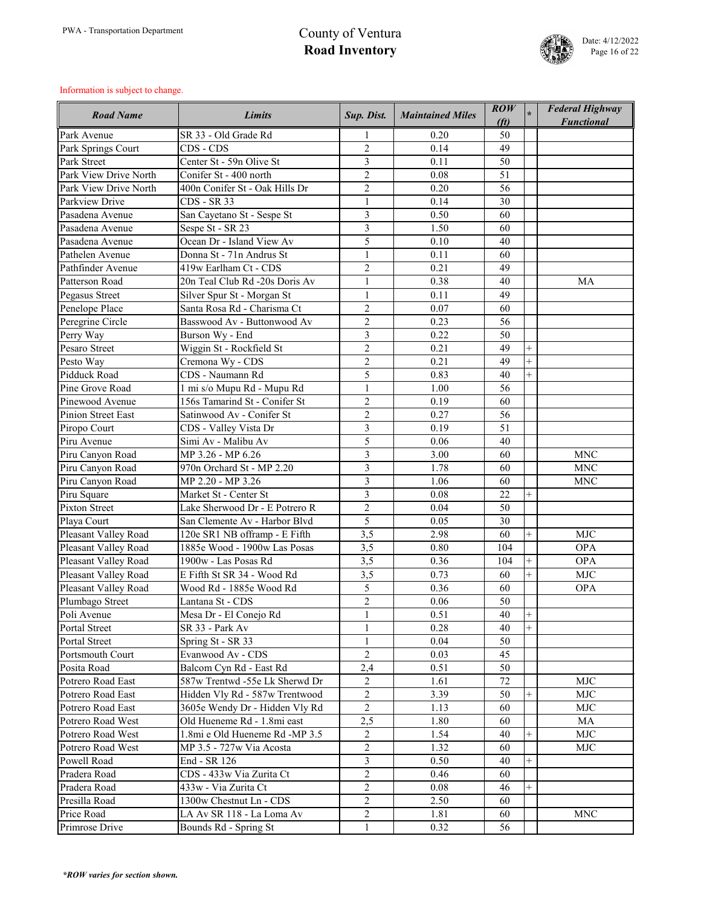Information is subject to change.

| Road Name | Limits | Sup. Dist. | Maintained Miles | ROW (ft) | * | Federal Highway Functional |
|---|---|---|---|---|---|---|
| Park Avenue | SR 33 - Old Grade Rd | 1 | 0.20 | 50 | | |
| Park Springs Court | CDS - CDS | 2 | 0.14 | 49 | | |
| Park Street | Center St - 59n Olive St | 3 | 0.11 | 50 | | |
| Park View Drive North | Conifer St - 400 north | 2 | 0.08 | 51 | | |
| Park View Drive North | 400n Conifer St - Oak Hills Dr | 2 | 0.20 | 56 | | |
| Parkview Drive | CDS - SR 33 | 1 | 0.14 | 30 | | |
| Pasadena Avenue | San Cayetano St - Sespe St | 3 | 0.50 | 60 | | |
| Pasadena Avenue | Sespe St - SR 23 | 3 | 1.50 | 60 | | |
| Pasadena Avenue | Ocean Dr - Island View Av | 5 | 0.10 | 40 | | |
| Pathelen Avenue | Donna St - 71n Andrus St | 1 | 0.11 | 60 | | |
| Pathfinder Avenue | 419w Earlham Ct - CDS | 2 | 0.21 | 49 | | |
| Patterson Road | 20n Teal Club Rd -20s Doris Av | 1 | 0.38 | 40 | | MA |
| Pegasus Street | Silver Spur St - Morgan St | 1 | 0.11 | 49 | | |
| Penelope Place | Santa Rosa Rd - Charisma Ct | 2 | 0.07 | 60 | | |
| Peregrine Circle | Basswood Av - Buttonwood Av | 2 | 0.23 | 56 | | |
| Perry Way | Burson Wy - End | 3 | 0.22 | 50 | | |
| Pesaro Street | Wiggin St - Rockfield St | 2 | 0.21 | 49 | + | |
| Pesto Way | Cremona Wy - CDS | 2 | 0.21 | 49 | + | |
| Pidduck Road | CDS - Naumann Rd | 5 | 0.83 | 40 | + | |
| Pine Grove Road | 1 mi s/o Mupu Rd - Mupu Rd | 1 | 1.00 | 56 | | |
| Pinewood Avenue | 156s Tamarind St - Conifer St | 2 | 0.19 | 60 | | |
| Pinion Street East | Satinwood Av - Conifer St | 2 | 0.27 | 56 | | |
| Piropo Court | CDS - Valley Vista Dr | 3 | 0.19 | 51 | | |
| Piru Avenue | Simi Av - Malibu Av | 5 | 0.06 | 40 | | |
| Piru Canyon Road | MP 3.26 - MP 6.26 | 3 | 3.00 | 60 | | MNC |
| Piru Canyon Road | 970n Orchard St - MP 2.20 | 3 | 1.78 | 60 | | MNC |
| Piru Canyon Road | MP 2.20 - MP 3.26 | 3 | 1.06 | 60 | | MNC |
| Piru Square | Market St - Center St | 3 | 0.08 | 22 | + | |
| Pixton Street | Lake Sherwood Dr - E Potrero R | 2 | 0.04 | 50 | | |
| Playa Court | San Clemente Av - Harbor Blvd | 5 | 0.05 | 30 | | |
| Pleasant Valley Road | 120e SR1 NB offramp - E Fifth | 3,5 | 2.98 | 60 | + | MJC |
| Pleasant Valley Road | 1885e Wood - 1900w Las Posas | 3,5 | 0.80 | 104 | | OPA |
| Pleasant Valley Road | 1900w - Las Posas Rd | 3,5 | 0.36 | 104 | + | OPA |
| Pleasant Valley Road | E Fifth St SR 34 - Wood Rd | 3,5 | 0.73 | 60 | + | MJC |
| Pleasant Valley Road | Wood Rd - 1885e Wood Rd | 5 | 0.36 | 60 | | OPA |
| Plumbago Street | Lantana St - CDS | 2 | 0.06 | 50 | | |
| Poli Avenue | Mesa Dr - El Conejo Rd | 1 | 0.51 | 40 | + | |
| Portal Street | SR 33 - Park Av | 1 | 0.28 | 40 | + | |
| Portal Street | Spring St - SR 33 | 1 | 0.04 | 50 | | |
| Portsmouth Court | Evanwood Av - CDS | 2 | 0.03 | 45 | | |
| Posita Road | Balcom Cyn Rd - East Rd | 2,4 | 0.51 | 50 | | |
| Potrero Road East | 587w Trentwd -55e Lk Sherwd Dr | 2 | 1.61 | 72 | | MJC |
| Potrero Road East | Hidden Vly Rd - 587w Trentwood | 2 | 3.39 | 50 | + | MJC |
| Potrero Road East | 3605e Wendy Dr - Hidden Vly Rd | 2 | 1.13 | 60 | | MJC |
| Potrero Road West | Old Hueneme Rd - 1.8mi east | 2,5 | 1.80 | 60 | | MA |
| Potrero Road West | 1.8mi e Old Hueneme Rd -MP 3.5 | 2 | 1.54 | 40 | + | MJC |
| Potrero Road West | MP 3.5 - 727w Via Acosta | 2 | 1.32 | 60 | | MJC |
| Powell Road | End - SR 126 | 3 | 0.50 | 40 | + | |
| Pradera Road | CDS - 433w Via Zurita Ct | 2 | 0.46 | 60 | | |
| Pradera Road | 433w - Via Zurita Ct | 2 | 0.08 | 46 | + | |
| Presilla Road | 1300w Chestnut Ln - CDS | 2 | 2.50 | 60 | | |
| Price Road | LA Av SR 118 - La Loma Av | 2 | 1.81 | 60 | | MNC |
| Primrose Drive | Bounds Rd - Spring St | 1 | 0.32 | 56 | | |

***ROW varies for section shown.***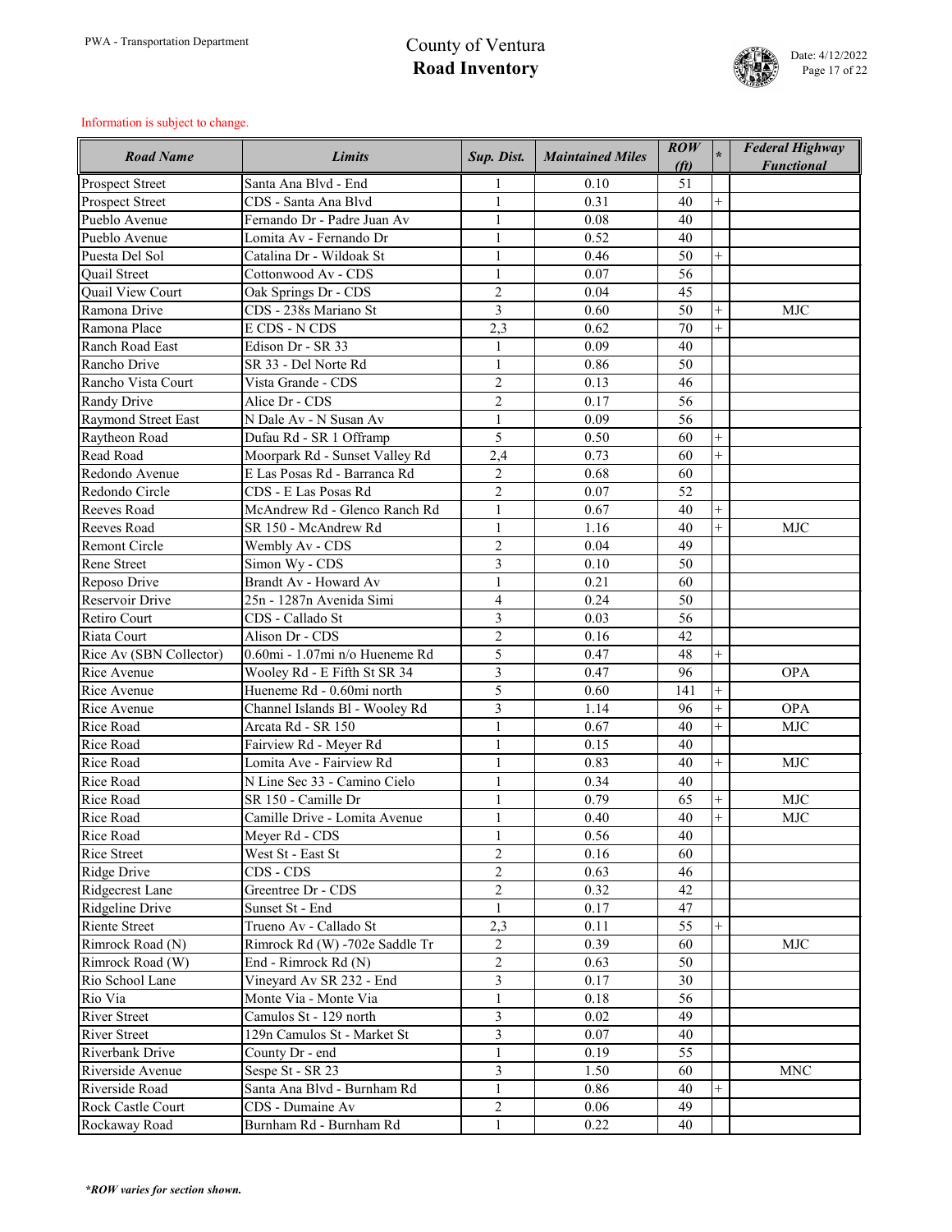Information is subject to change.

| Road Name | Limits | Sup. Dist. | Maintained Miles | ROW (ft) | * | Federal Highway Functional |
|---|---|---|---|---|---|---|
| Prospect Street | Santa Ana Blvd - End | 1 | 0.10 | 51 | | |
| Prospect Street | CDS - Santa Ana Blvd | 1 | 0.31 | 40 | + | |
| Pueblo Avenue | Fernando Dr - Padre Juan Av | 1 | 0.08 | 40 | | |
| Pueblo Avenue | Lomita Av - Fernando Dr | 1 | 0.52 | 40 | | |
| Puesta Del Sol | Catalina Dr - Wildoak St | 1 | 0.46 | 50 | + | |
| Quail Street | Cottonwood Av - CDS | 1 | 0.07 | 56 | | |
| Quail View Court | Oak Springs Dr - CDS | 2 | 0.04 | 45 | | |
| Ramona Drive | CDS - 238s Mariano St | 3 | 0.60 | 50 | + | MJC |
| Ramona Place | E CDS - N CDS | 2,3 | 0.62 | 70 | + | |
| Ranch Road East | Edison Dr - SR 33 | 1 | 0.09 | 40 | | |
| Rancho Drive | SR 33 - Del Norte Rd | 1 | 0.86 | 50 | | |
| Rancho Vista Court | Vista Grande - CDS | 2 | 0.13 | 46 | | |
| Randy Drive | Alice Dr - CDS | 2 | 0.17 | 56 | | |
| Raymond Street East | N Dale Av - N Susan Av | 1 | 0.09 | 56 | | |
| Raytheon Road | Dufau Rd - SR 1 Offramp | 5 | 0.50 | 60 | + | |
| Read Road | Moorpark Rd - Sunset Valley Rd | 2,4 | 0.73 | 60 | + | |
| Redondo Avenue | E Las Posas Rd - Barranca Rd | 2 | 0.68 | 60 | | |
| Redondo Circle | CDS - E Las Posas Rd | 2 | 0.07 | 52 | | |
| Reeves Road | McAndrew Rd - Glenco Ranch Rd | 1 | 0.67 | 40 | + | |
| Reeves Road | SR 150 - McAndrew Rd | 1 | 1.16 | 40 | + | MJC |
| Remont Circle | Wembly Av - CDS | 2 | 0.04 | 49 | | |
| Rene Street | Simon Wy - CDS | 3 | 0.10 | 50 | | |
| Reposo Drive | Brandt Av - Howard Av | 1 | 0.21 | 60 | | |
| Reservoir Drive | 25n - 1287n Avenida Simi | 4 | 0.24 | 50 | | |
| Retiro Court | CDS - Callado St | 3 | 0.03 | 56 | | |
| Riata Court | Alison Dr - CDS | 2 | 0.16 | 42 | | |
| Rice Av (SBN Collector) | 0.60mi - 1.07mi n/o Hueneme Rd | 5 | 0.47 | 48 | + | |
| Rice Avenue | Wooley Rd - E Fifth St SR 34 | 3 | 0.47 | 96 | | OPA |
| Rice Avenue | Hueneme Rd - 0.60mi north | 5 | 0.60 | 141 | + | |
| Rice Avenue | Channel Islands Bl - Wooley Rd | 3 | 1.14 | 96 | + | OPA |
| Rice Road | Arcata Rd - SR 150 | 1 | 0.67 | 40 | + | MJC |
| Rice Road | Fairview Rd - Meyer Rd | 1 | 0.15 | 40 | | |
| Rice Road | Lomita Ave - Fairview Rd | 1 | 0.83 | 40 | + | MJC |
| Rice Road | N Line Sec 33 - Camino Cielo | 1 | 0.34 | 40 | | |
| Rice Road | SR 150 - Camille Dr | 1 | 0.79 | 65 | + | MJC |
| Rice Road | Camille Drive - Lomita Avenue | 1 | 0.40 | 40 | + | MJC |
| Rice Road | Meyer Rd - CDS | 1 | 0.56 | 40 | | |
| Rice Street | West St - East St | 2 | 0.16 | 60 | | |
| Ridge Drive | CDS - CDS | 2 | 0.63 | 46 | | |
| Ridgecrest Lane | Greentree Dr - CDS | 2 | 0.32 | 42 | | |
| Ridgeline Drive | Sunset St - End | 1 | 0.17 | 47 | | |
| Riente Street | Trueno Av - Callado St | 2,3 | 0.11 | 55 | + | |
| Rimrock Road (N) | Rimrock Rd (W) -702e Saddle Tr | 2 | 0.39 | 60 | | MJC |
| Rimrock Road (W) | End - Rimrock Rd (N) | 2 | 0.63 | 50 | | |
| Rio School Lane | Vineyard Av SR 232 - End | 3 | 0.17 | 30 | | |
| Rio Via | Monte Via - Monte Via | 1 | 0.18 | 56 | | |
| River Street | Camulos St - 129 north | 3 | 0.02 | 49 | | |
| River Street | 129n Camulos St - Market St | 3 | 0.07 | 40 | | |
| Riverbank Drive | County Dr - end | 1 | 0.19 | 55 | | |
| Riverside Avenue | Sespe St - SR 23 | 3 | 1.50 | 60 | | MNC |
| Riverside Road | Santa Ana Blvd - Burnham Rd | 1 | 0.86 | 40 | + | |
| Rock Castle Court | CDS - Dumaine Av | 2 | 0.06 | 49 | | |
| Rockaway Road | Burnham Rd - Burnham Rd | 1 | 0.22 | 40 | | |

***ROW varies for section shown.***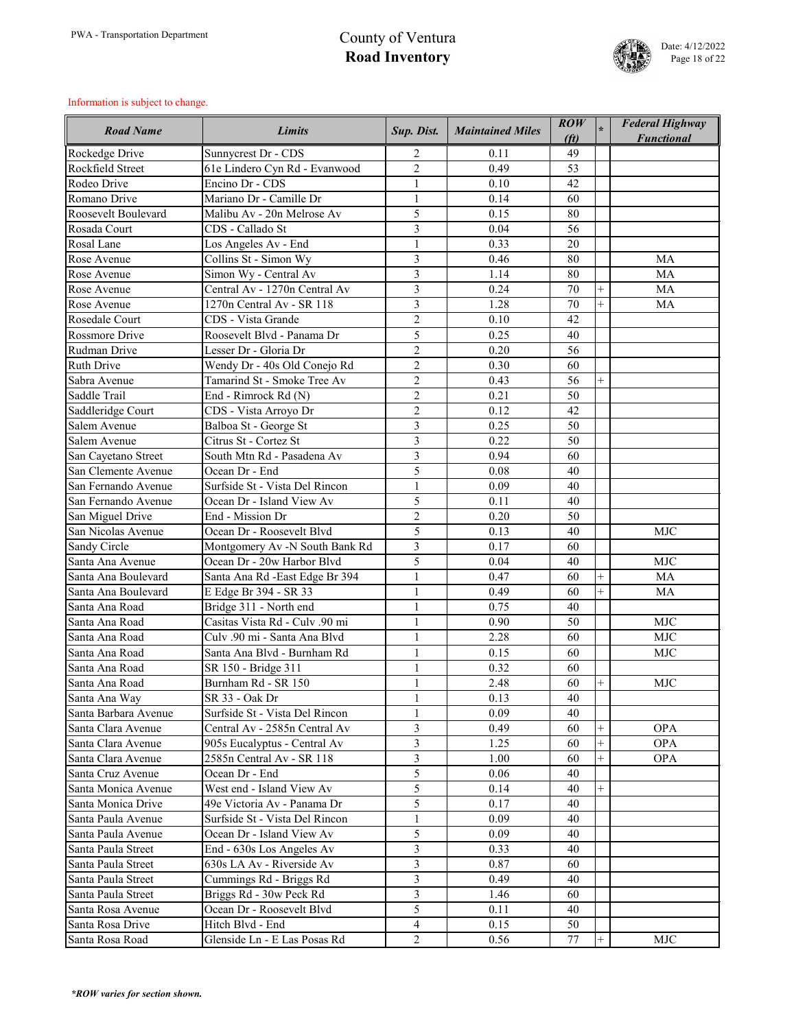Information is subject to change.

| Road Name | Limits | Sup. Dist. | Maintained Miles | ROW (ft) | * | Federal Highway Functional |
|---|---|---|---|---|---|---|
| Rockedge Drive | Sunnycrest Dr - CDS | 2 | 0.11 | 49 | | |
| Rockfield Street | 61e Lindero Cyn Rd - Evanwood | 2 | 0.49 | 53 | | |
| Rodeo Drive | Encino Dr - CDS | 1 | 0.10 | 42 | | |
| Romano Drive | Mariano Dr - Camille Dr | 1 | 0.14 | 60 | | |
| Roosevelt Boulevard | Malibu Av - 20n Melrose Av | 5 | 0.15 | 80 | | |
| Rosada Court | CDS - Callado St | 3 | 0.04 | 56 | | |
| Rosal Lane | Los Angeles Av - End | 1 | 0.33 | 20 | | |
| Rose Avenue | Collins St - Simon Wy | 3 | 0.46 | 80 | | MA |
| Rose Avenue | Simon Wy - Central Av | 3 | 1.14 | 80 | | MA |
| Rose Avenue | Central Av - 1270n Central Av | 3 | 0.24 | 70 | + | MA |
| Rose Avenue | 1270n Central Av - SR 118 | 3 | 1.28 | 70 | + | MA |
| Rosedale Court | CDS - Vista Grande | 2 | 0.10 | 42 | | |
| Rossmore Drive | Roosevelt Blvd - Panama Dr | 5 | 0.25 | 40 | | |
| Rudman Drive | Lesser Dr - Gloria Dr | 2 | 0.20 | 56 | | |
| Ruth Drive | Wendy Dr - 40s Old Conejo Rd | 2 | 0.30 | 60 | | |
| Sabra Avenue | Tamarind St - Smoke Tree Av | 2 | 0.43 | 56 | + | |
| Saddle Trail | End - Rimrock Rd (N) | 2 | 0.21 | 50 | | |
| Saddleridge Court | CDS - Vista Arroyo Dr | 2 | 0.12 | 42 | | |
| Salem Avenue | Balboa St - George St | 3 | 0.25 | 50 | | |
| Salem Avenue | Citrus St - Cortez St | 3 | 0.22 | 50 | | |
| San Cayetano Street | South Mtn Rd - Pasadena Av | 3 | 0.94 | 60 | | |
| San Clemente Avenue | Ocean Dr - End | 5 | 0.08 | 40 | | |
| San Fernando Avenue | Surfside St - Vista Del Rincon | 1 | 0.09 | 40 | | |
| San Fernando Avenue | Ocean Dr - Island View Av | 5 | 0.11 | 40 | | |
| San Miguel Drive | End - Mission Dr | 2 | 0.20 | 50 | | |
| San Nicolas Avenue | Ocean Dr - Roosevelt Blvd | 5 | 0.13 | 40 | | MJC |
| Sandy Circle | Montgomery Av -N South Bank Rd | 3 | 0.17 | 60 | | |
| Santa Ana Avenue | Ocean Dr - 20w Harbor Blvd | 5 | 0.04 | 40 | | MJC |
| Santa Ana Boulevard | Santa Ana Rd -East Edge Br 394 | 1 | 0.47 | 60 | + | MA |
| Santa Ana Boulevard | E Edge Br 394 - SR 33 | 1 | 0.49 | 60 | + | MA |
| Santa Ana Road | Bridge 311 - North end | 1 | 0.75 | 40 | | |
| Santa Ana Road | Casitas Vista Rd - Culv .90 mi | 1 | 0.90 | 50 | | MJC |
| Santa Ana Road | Culv .90 mi - Santa Ana Blvd | 1 | 2.28 | 60 | | MJC |
| Santa Ana Road | Santa Ana Blvd - Burnham Rd | 1 | 0.15 | 60 | | MJC |
| Santa Ana Road | SR 150 - Bridge 311 | 1 | 0.32 | 60 | | |
| Santa Ana Road | Burnham Rd - SR 150 | 1 | 2.48 | 60 | + | MJC |
| Santa Ana Way | SR 33 - Oak Dr | 1 | 0.13 | 40 | | |
| Santa Barbara Avenue | Surfside St - Vista Del Rincon | 1 | 0.09 | 40 | | |
| Santa Clara Avenue | Central Av - 2585n Central Av | 3 | 0.49 | 60 | + | OPA |
| Santa Clara Avenue | 905s Eucalyptus - Central Av | 3 | 1.25 | 60 | + | OPA |
| Santa Clara Avenue | 2585n Central Av - SR 118 | 3 | 1.00 | 60 | + | OPA |
| Santa Cruz Avenue | Ocean Dr - End | 5 | 0.06 | 40 | | |
| Santa Monica Avenue | West end - Island View Av | 5 | 0.14 | 40 | + | |
| Santa Monica Drive | 49e Victoria Av - Panama Dr | 5 | 0.17 | 40 | | |
| Santa Paula Avenue | Surfside St - Vista Del Rincon | 1 | 0.09 | 40 | | |
| Santa Paula Avenue | Ocean Dr - Island View Av | 5 | 0.09 | 40 | | |
| Santa Paula Street | End - 630s Los Angeles Av | 3 | 0.33 | 40 | | |
| Santa Paula Street | 630s LA Av - Riverside Av | 3 | 0.87 | 60 | | |
| Santa Paula Street | Cummings Rd - Briggs Rd | 3 | 0.49 | 40 | | |
| Santa Paula Street | Briggs Rd - 30w Peck Rd | 3 | 1.46 | 60 | | |
| Santa Rosa Avenue | Ocean Dr - Roosevelt Blvd | 5 | 0.11 | 40 | | |
| Santa Rosa Drive | Hitch Blvd - End | 4 | 0.15 | 50 | | |
| Santa Rosa Road | Glenside Ln - E Las Posas Rd | 2 | 0.56 | 77 | + | MJC |

***ROW varies for section shown.***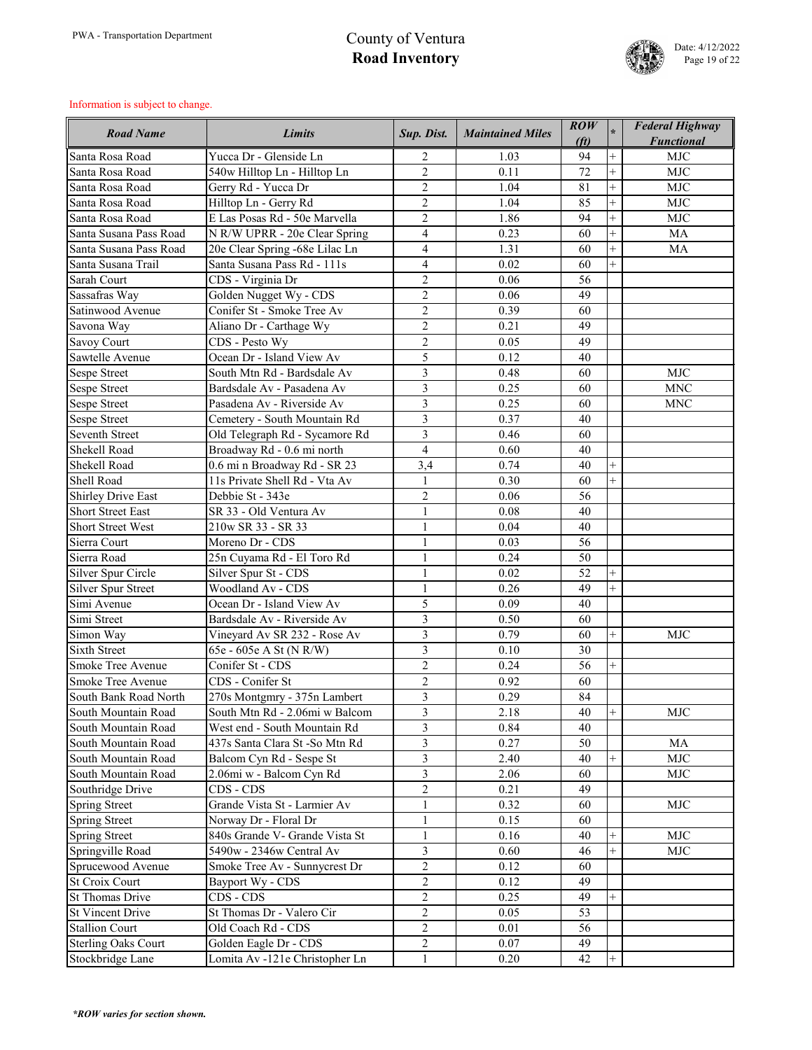Information is subject to change.

| Road Name | Limits | Sup. Dist. | Maintained Miles | ROW (ft) | * | Federal Highway Functional |
|---|---|---|---|---|---|---|
| Santa Rosa Road | Yucca Dr - Glenside Ln | 2 | 1.03 | 94 | + | MJC |
| Santa Rosa Road | 540w Hilltop Ln - Hilltop Ln | 2 | 0.11 | 72 | + | MJC |
| Santa Rosa Road | Gerry Rd - Yucca Dr | 2 | 1.04 | 81 | + | MJC |
| Santa Rosa Road | Hilltop Ln - Gerry Rd | 2 | 1.04 | 85 | + | MJC |
| Santa Rosa Road | E Las Posas Rd - 50e Marvella | 2 | 1.86 | 94 | + | MJC |
| Santa Susana Pass Road | N R/W UPRR - 20e Clear Spring | 4 | 0.23 | 60 | + | MA |
| Santa Susana Pass Road | 20e Clear Spring -68e Lilac Ln | 4 | 1.31 | 60 | + | MA |
| Santa Susana Trail | Santa Susana Pass Rd - 111s | 4 | 0.02 | 60 | + | |
| Sarah Court | CDS - Virginia Dr | 2 | 0.06 | 56 | | |
| Sassafras Way | Golden Nugget Wy - CDS | 2 | 0.06 | 49 | | |
| Satinwood Avenue | Conifer St - Smoke Tree Av | 2 | 0.39 | 60 | | |
| Savona Way | Aliano Dr - Carthage Wy | 2 | 0.21 | 49 | | |
| Savoy Court | CDS - Pesto Wy | 2 | 0.05 | 49 | | |
| Sawtelle Avenue | Ocean Dr - Island View Av | 5 | 0.12 | 40 | | |
| Sespe Street | South Mtn Rd - Bardsdale Av | 3 | 0.48 | 60 | | MJC |
| Sespe Street | Bardsdale Av - Pasadena Av | 3 | 0.25 | 60 | | MNC |
| Sespe Street | Pasadena Av - Riverside Av | 3 | 0.25 | 60 | | MNC |
| Sespe Street | Cemetery - South Mountain Rd | 3 | 0.37 | 40 | | |
| Seventh Street | Old Telegraph Rd - Sycamore Rd | 3 | 0.46 | 60 | | |
| Shekell Road | Broadway Rd - 0.6 mi north | 4 | 0.60 | 40 | | |
| Shekell Road | 0.6 mi n Broadway Rd - SR 23 | 3,4 | 0.74 | 40 | + | |
| Shell Road | 11s Private Shell Rd - Vta Av | 1 | 0.30 | 60 | + | |
| Shirley Drive East | Debbie St - 343e | 2 | 0.06 | 56 | | |
| Short Street East | SR 33 - Old Ventura Av | 1 | 0.08 | 40 | | |
| Short Street West | 210w SR 33 - SR 33 | 1 | 0.04 | 40 | | |
| Sierra Court | Moreno Dr - CDS | 1 | 0.03 | 56 | | |
| Sierra Road | 25n Cuyama Rd - El Toro Rd | 1 | 0.24 | 50 | | |
| Silver Spur Circle | Silver Spur St - CDS | 1 | 0.02 | 52 | + | |
| Silver Spur Street | Woodland Av - CDS | 1 | 0.26 | 49 | + | |
| Simi Avenue | Ocean Dr - Island View Av | 5 | 0.09 | 40 | | |
| Simi Street | Bardsdale Av - Riverside Av | 3 | 0.50 | 60 | | |
| Simon Way | Vineyard Av SR 232 - Rose Av | 3 | 0.79 | 60 | + | MJC |
| Sixth Street | 65e - 605e A St (N R/W) | 3 | 0.10 | 30 | | |
| Smoke Tree Avenue | Conifer St - CDS | 2 | 0.24 | 56 | + | |
| Smoke Tree Avenue | CDS - Conifer St | 2 | 0.92 | 60 | | |
| South Bank Road North | 270s Montgmry - 375n Lambert | 3 | 0.29 | 84 | | |
| South Mountain Road | South Mtn Rd - 2.06mi w Balcom | 3 | 2.18 | 40 | + | MJC |
| South Mountain Road | West end - South Mountain Rd | 3 | 0.84 | 40 | | |
| South Mountain Road | 437s Santa Clara St -So Mtn Rd | 3 | 0.27 | 50 | | MA |
| South Mountain Road | Balcom Cyn Rd - Sespe St | 3 | 2.40 | 40 | + | MJC |
| South Mountain Road | 2.06mi w - Balcom Cyn Rd | 3 | 2.06 | 60 | | MJC |
| Southridge Drive | CDS - CDS | 2 | 0.21 | 49 | | |
| Spring Street | Grande Vista St - Larmier Av | 1 | 0.32 | 60 | | MJC |
| Spring Street | Norway Dr - Floral Dr | 1 | 0.15 | 60 | | |
| Spring Street | 840s Grande V- Grande Vista St | 1 | 0.16 | 40 | + | MJC |
| Springville Road | 5490w - 2346w Central Av | 3 | 0.60 | 46 | + | MJC |
| Sprucewood Avenue | Smoke Tree Av - Sunnycrest Dr | 2 | 0.12 | 60 | | |
| St Croix Court | Bayport Wy - CDS | 2 | 0.12 | 49 | | |
| St Thomas Drive | CDS - CDS | 2 | 0.25 | 49 | + | |
| St Vincent Drive | St Thomas Dr - Valero Cir | 2 | 0.05 | 53 | | |
| Stallion Court | Old Coach Rd - CDS | 2 | 0.01 | 56 | | |
| Sterling Oaks Court | Golden Eagle Dr - CDS | 2 | 0.07 | 49 | | |
| Stockbridge Lane | Lomita Av -121e Christopher Ln | 1 | 0.20 | 42 | + | |

***ROW varies for section shown.**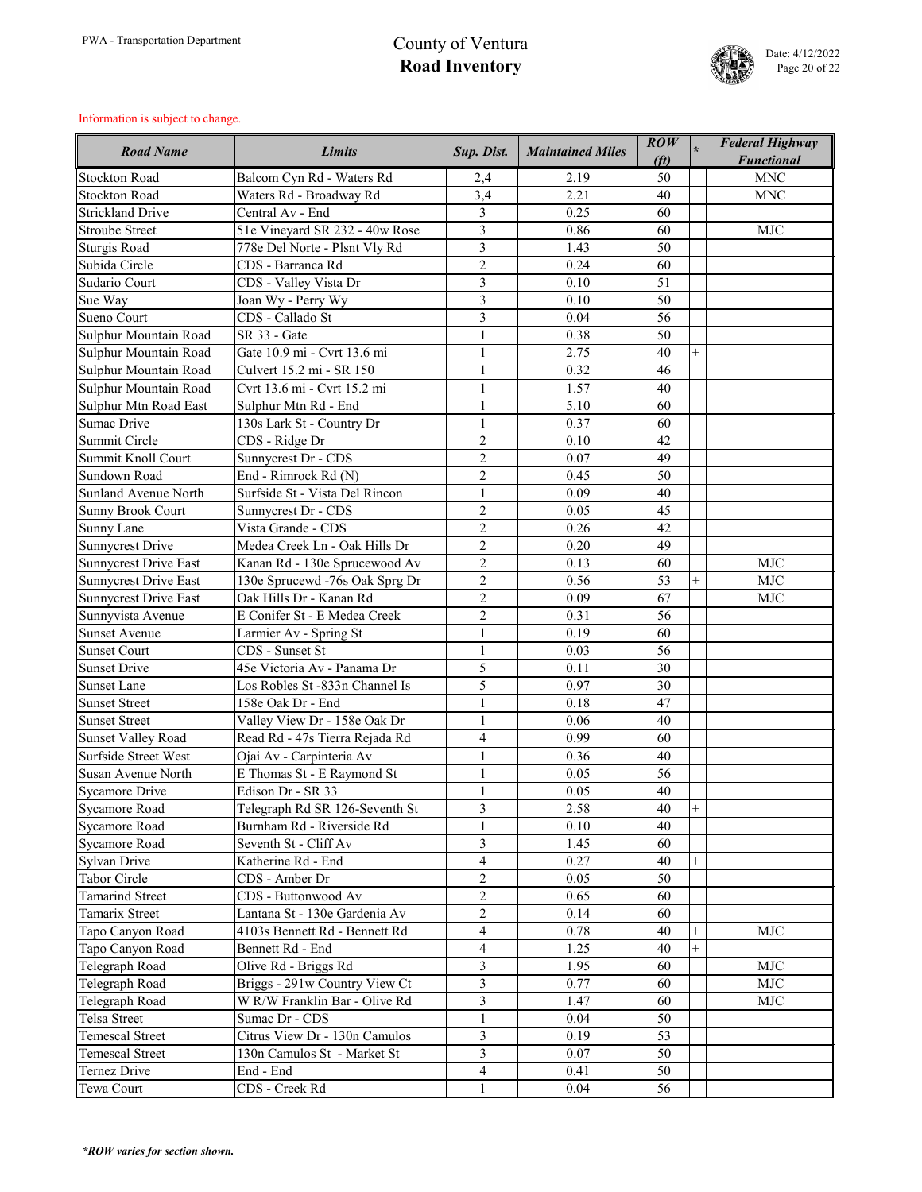Information is subject to change.

| Road Name | Limits | Sup. Dist. | Maintained Miles | ROW (ft) | * | Federal Highway Functional |
|---|---|---|---|---|---|---|
| Stockton Road | Balcom Cyn Rd - Waters Rd | 2,4 | 2.19 | 50 | | MNC |
| Stockton Road | Waters Rd - Broadway Rd | 3,4 | 2.21 | 40 | | MNC |
| Strickland Drive | Central Av - End | 3 | 0.25 | 60 | | |
| Stroube Street | 51e Vineyard SR 232 - 40w Rose | 3 | 0.86 | 60 | | MJC |
| Sturgis Road | 778e Del Norte - Plsnt Vly Rd | 3 | 1.43 | 50 | | |
| Subida Circle | CDS - Barranca Rd | 2 | 0.24 | 60 | | |
| Sudario Court | CDS - Valley Vista Dr | 3 | 0.10 | 51 | | |
| Sue Way | Joan Wy - Perry Wy | 3 | 0.10 | 50 | | |
| Sueno Court | CDS - Callado St | 3 | 0.04 | 56 | | |
| Sulphur Mountain Road | SR 33 - Gate | 1 | 0.38 | 50 | | |
| Sulphur Mountain Road | Gate 10.9 mi - Cvrt 13.6 mi | 1 | 2.75 | 40 | + | |
| Sulphur Mountain Road | Culvert 15.2 mi - SR 150 | 1 | 0.32 | 46 | | |
| Sulphur Mountain Road | Cvrt 13.6 mi - Cvrt 15.2 mi | 1 | 1.57 | 40 | | |
| Sulphur Mtn Road East | Sulphur Mtn Rd - End | 1 | 5.10 | 60 | | |
| Sumac Drive | 130s Lark St - Country Dr | 1 | 0.37 | 60 | | |
| Summit Circle | CDS - Ridge Dr | 2 | 0.10 | 42 | | |
| Summit Knoll Court | Sunnycrest Dr - CDS | 2 | 0.07 | 49 | | |
| Sundown Road | End - Rimrock Rd (N) | 2 | 0.45 | 50 | | |
| Sunland Avenue North | Surfside St - Vista Del Rincon | 1 | 0.09 | 40 | | |
| Sunny Brook Court | Sunnycrest Dr - CDS | 2 | 0.05 | 45 | | |
| Sunny Lane | Vista Grande - CDS | 2 | 0.26 | 42 | | |
| Sunnycrest Drive | Medea Creek Ln - Oak Hills Dr | 2 | 0.20 | 49 | | |
| Sunnycrest Drive East | Kanan Rd - 130e Sprucewood Av | 2 | 0.13 | 60 | | MJC |
| Sunnycrest Drive East | 130e Sprucewd -76s Oak Sprg Dr | 2 | 0.56 | 53 | + | MJC |
| Sunnycrest Drive East | Oak Hills Dr - Kanan Rd | 2 | 0.09 | 67 | | MJC |
| Sunnyvista Avenue | E Conifer St - E Medea Creek | 2 | 0.31 | 56 | | |
| Sunset Avenue | Larmier Av - Spring St | 1 | 0.19 | 60 | | |
| Sunset Court | CDS - Sunset St | 1 | 0.03 | 56 | | |
| Sunset Drive | 45e Victoria Av - Panama Dr | 5 | 0.11 | 30 | | |
| Sunset Lane | Los Robles St -833n Channel Is | 5 | 0.97 | 30 | | |
| Sunset Street | 158e Oak Dr - End | 1 | 0.18 | 47 | | |
| Sunset Street | Valley View Dr - 158e Oak Dr | 1 | 0.06 | 40 | | |
| Sunset Valley Road | Read Rd - 47s Tierra Rejada Rd | 4 | 0.99 | 60 | | |
| Surfside Street West | Ojai Av - Carpinteria Av | 1 | 0.36 | 40 | | |
| Susan Avenue North | E Thomas St - E Raymond St | 1 | 0.05 | 56 | | |
| Sycamore Drive | Edison Dr - SR 33 | 1 | 0.05 | 40 | | |
| Sycamore Road | Telegraph Rd SR 126-Seventh St | 3 | 2.58 | 40 | + | |
| Sycamore Road | Burnham Rd - Riverside Rd | 1 | 0.10 | 40 | | |
| Sycamore Road | Seventh St - Cliff Av | 3 | 1.45 | 60 | | |
| Sylvan Drive | Katherine Rd - End | 4 | 0.27 | 40 | + | |
| Tabor Circle | CDS - Amber Dr | 2 | 0.05 | 50 | | |
| Tamarind Street | CDS - Buttonwood Av | 2 | 0.65 | 60 | | |
| Tamarix Street | Lantana St - 130e Gardenia Av | 2 | 0.14 | 60 | | |
| Tapo Canyon Road | 4103s Bennett Rd - Bennett Rd | 4 | 0.78 | 40 | + | MJC |
| Tapo Canyon Road | Bennett Rd - End | 4 | 1.25 | 40 | + | |
| Telegraph Road | Olive Rd - Briggs Rd | 3 | 1.95 | 60 | | MJC |
| Telegraph Road | Briggs - 291w Country View Ct | 3 | 0.77 | 60 | | MJC |
| Telegraph Road | W R/W Franklin Bar - Olive Rd | 3 | 1.47 | 60 | | MJC |
| Telsa Street | Sumac Dr - CDS | 1 | 0.04 | 50 | | |
| Temescal Street | Citrus View Dr - 130n Camulos | 3 | 0.19 | 53 | | |
| Temescal Street | 130n Camulos St - Market St | 3 | 0.07 | 50 | | |
| Ternez Drive | End - End | 4 | 0.41 | 50 | | |
| Tewa Court | CDS - Creek Rd | 1 | 0.04 | 56 | | |

*\*ROW varies for section shown.*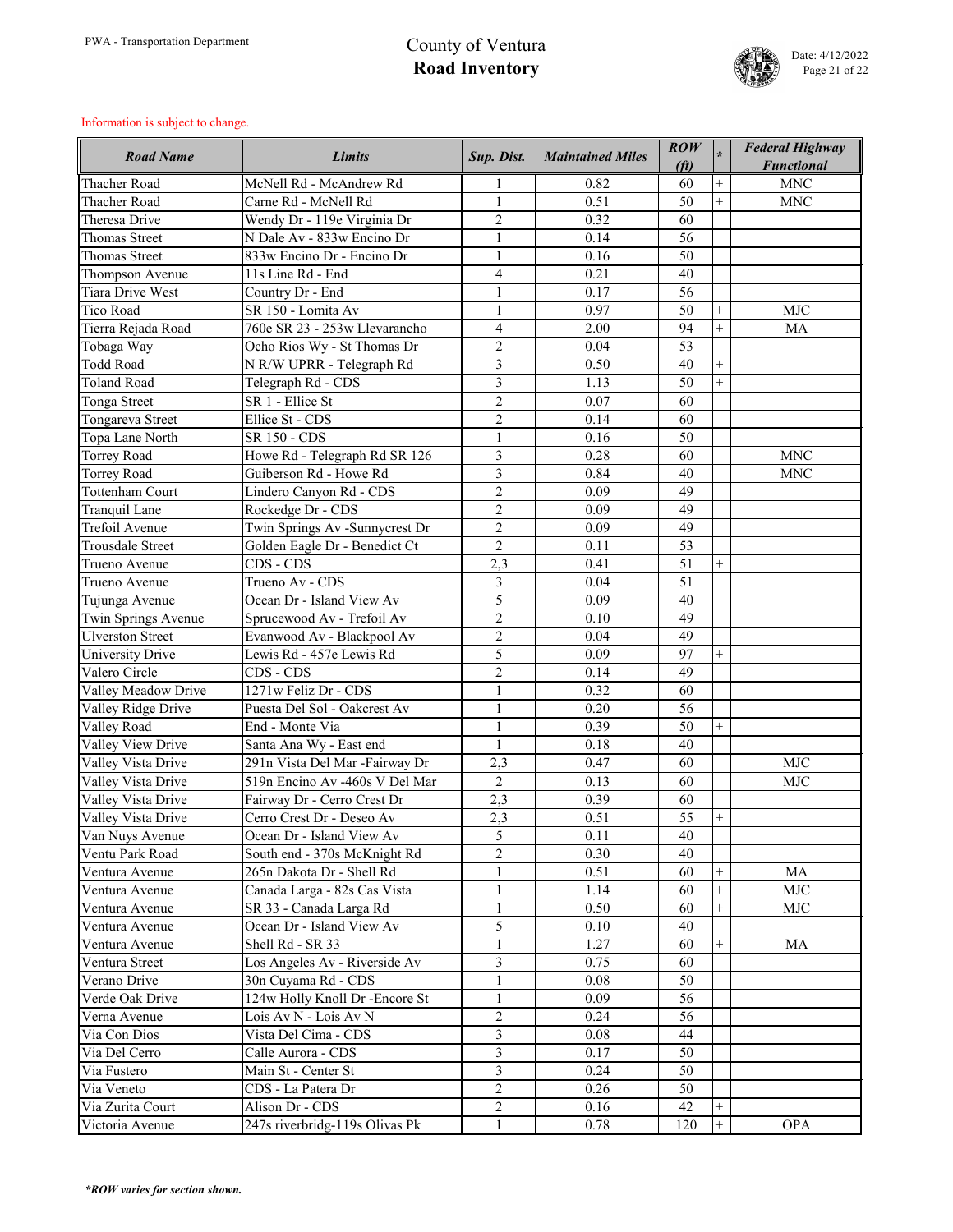# County of Ventura
# **Road Inventory**

PWA - Transportation Department

Date: 4/12/2022

Information is subject to change.

| Road Name | Limits | Sup. Dist. | Maintained Miles | ROW (ft) | * | Federal Highway Functional |
|---|---|---|---|---|---|---|
| Thacher Road | McNell Rd - McAndrew Rd | 1 | 0.82 | 60 | + | MNC |
| Thacher Road | Carne Rd - McNell Rd | 1 | 0.51 | 50 | + | MNC |
| Theresa Drive | Wendy Dr - 119e Virginia Dr | 2 | 0.32 | 60 | | |
| Thomas Street | N Dale Av - 833w Encino Dr | 1 | 0.14 | 56 | | |
| Thomas Street | 833w Encino Dr - Encino Dr | 1 | 0.16 | 50 | | |
| Thompson Avenue | 11s Line Rd - End | 4 | 0.21 | 40 | | |
| Tiara Drive West | Country Dr - End | 1 | 0.17 | 56 | | |
| Tico Road | SR 150 - Lomita Av | 1 | 0.97 | 50 | + | MJC |
| Tierra Rejada Road | 760e SR 23 - 253w Llevarancho | 4 | 2.00 | 94 | + | MA |
| Tobaga Way | Ocho Rios Wy - St Thomas Dr | 2 | 0.04 | 53 | | |
| Todd Road | N R/W UPRR - Telegraph Rd | 3 | 0.50 | 40 | + | |
| Toland Road | Telegraph Rd - CDS | 3 | 1.13 | 50 | + | |
| Tonga Street | SR 1 - Ellice St | 2 | 0.07 | 60 | | |
| Tongareva Street | Ellice St - CDS | 2 | 0.14 | 60 | | |
| Topa Lane North | SR 150 - CDS | 1 | 0.16 | 50 | | |
| Torrey Road | Howe Rd - Telegraph Rd SR 126 | 3 | 0.28 | 60 | | MNC |
| Torrey Road | Guiberson Rd - Howe Rd | 3 | 0.84 | 40 | | MNC |
| Tottenham Court | Lindero Canyon Rd - CDS | 2 | 0.09 | 49 | | |
| Tranquil Lane | Rockedge Dr - CDS | 2 | 0.09 | 49 | | |
| Trefoil Avenue | Twin Springs Av -Sunnycrest Dr | 2 | 0.09 | 49 | | |
| Trousdale Street | Golden Eagle Dr - Benedict Ct | 2 | 0.11 | 53 | | |
| Trueno Avenue | CDS - CDS | 2,3 | 0.41 | 51 | + | |
| Trueno Avenue | Trueno Av - CDS | 3 | 0.04 | 51 | | |
| Tujunga Avenue | Ocean Dr - Island View Av | 5 | 0.09 | 40 | | |
| Twin Springs Avenue | Sprucewood Av - Trefoil Av | 2 | 0.10 | 49 | | |
| Ulverston Street | Evanwood Av - Blackpool Av | 2 | 0.04 | 49 | | |
| University Drive | Lewis Rd - 457e Lewis Rd | 5 | 0.09 | 97 | + | |
| Valero Circle | CDS - CDS | 2 | 0.14 | 49 | | |
| Valley Meadow Drive | 1271w Feliz Dr - CDS | 1 | 0.32 | 60 | | |
| Valley Ridge Drive | Puesta Del Sol - Oakcrest Av | 1 | 0.20 | 56 | | |
| Valley Road | End - Monte Via | 1 | 0.39 | 50 | + | |
| Valley View Drive | Santa Ana Wy - East end | 1 | 0.18 | 40 | | |
| Valley Vista Drive | 291n Vista Del Mar -Fairway Dr | 2,3 | 0.47 | 60 | | MJC |
| Valley Vista Drive | 519n Encino Av -460s V Del Mar | 2 | 0.13 | 60 | | MJC |
| Valley Vista Drive | Fairway Dr - Cerro Crest Dr | 2,3 | 0.39 | 60 | | |
| Valley Vista Drive | Cerro Crest Dr - Deseo Av | 2,3 | 0.51 | 55 | + | |
| Van Nuys Avenue | Ocean Dr - Island View Av | 5 | 0.11 | 40 | | |
| Ventu Park Road | South end - 370s McKnight Rd | 2 | 0.30 | 40 | | |
| Ventura Avenue | 265n Dakota Dr - Shell Rd | 1 | 0.51 | 60 | + | MA |
| Ventura Avenue | Canada Larga - 82s Cas Vista | 1 | 1.14 | 60 | + | MJC |
| Ventura Avenue | SR 33 - Canada Larga Rd | 1 | 0.50 | 60 | + | MJC |
| Ventura Avenue | Ocean Dr - Island View Av | 5 | 0.10 | 40 | | |
| Ventura Avenue | Shell Rd - SR 33 | 1 | 1.27 | 60 | + | MA |
| Ventura Street | Los Angeles Av - Riverside Av | 3 | 0.75 | 60 | | |
| Verano Drive | 30n Cuyama Rd - CDS | 1 | 0.08 | 50 | | |
| Verde Oak Drive | 124w Holly Knoll Dr -Encore St | 1 | 0.09 | 56 | | |
| Verna Avenue | Lois Av N - Lois Av N | 2 | 0.24 | 56 | | |
| Via Con Dios | Vista Del Cima - CDS | 3 | 0.08 | 44 | | |
| Via Del Cerro | Calle Aurora - CDS | 3 | 0.17 | 50 | | |
| Via Fustero | Main St - Center St | 3 | 0.24 | 50 | | |
| Via Veneto | CDS - La Patera Dr | 2 | 0.26 | 50 | | |
| Via Zurita Court | Alison Dr - CDS | 2 | 0.16 | 42 | + | |
| Victoria Avenue | 247s riverbridg-119s Olivas Pk | 1 | 0.78 | 120 | + | OPA |

***ROW varies for section shown.***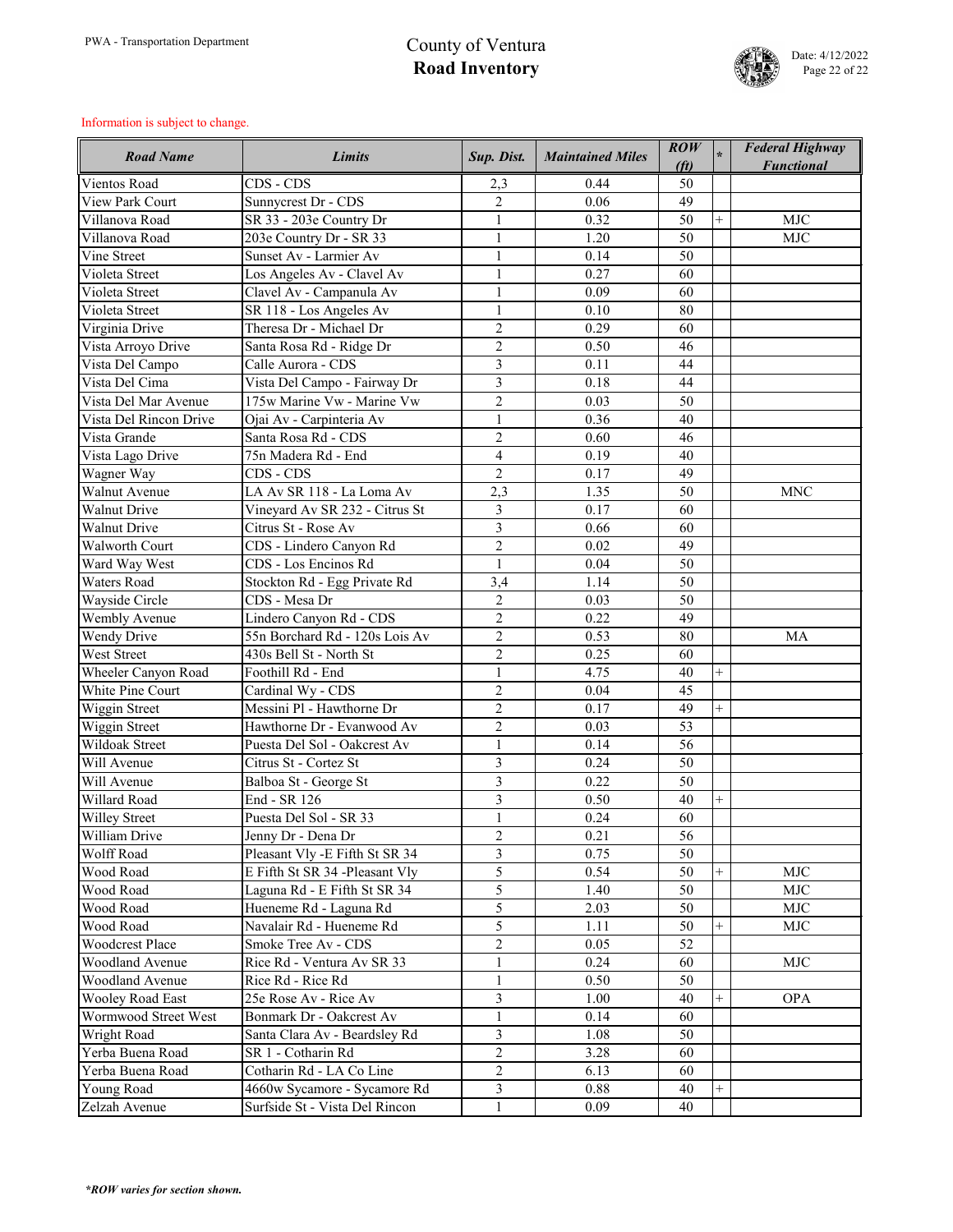Information is subject to change.

| Road Name | Limits | Sup. Dist. | Maintained Miles | ROW (ft) | * | Federal Highway Functional |
|---|---|---|---|---|---|---|
| Vientos Road | CDS - CDS | 2,3 | 0.44 | 50 | | |
| View Park Court | Sunnycrest Dr - CDS | 2 | 0.06 | 49 | | |
| Villanova Road | SR 33 - 203e Country Dr | 1 | 0.32 | 50 | + | MJC |
| Villanova Road | 203e Country Dr - SR 33 | 1 | 1.20 | 50 | | MJC |
| Vine Street | Sunset Av - Larmier Av | 1 | 0.14 | 50 | | |
| Violeta Street | Los Angeles Av - Clavel Av | 1 | 0.27 | 60 | | |
| Violeta Street | Clavel Av - Campanula Av | 1 | 0.09 | 60 | | |
| Violeta Street | SR 118 - Los Angeles Av | 1 | 0.10 | 80 | | |
| Virginia Drive | Theresa Dr - Michael Dr | 2 | 0.29 | 60 | | |
| Vista Arroyo Drive | Santa Rosa Rd - Ridge Dr | 2 | 0.50 | 46 | | |
| Vista Del Campo | Calle Aurora - CDS | 3 | 0.11 | 44 | | |
| Vista Del Cima | Vista Del Campo - Fairway Dr | 3 | 0.18 | 44 | | |
| Vista Del Mar Avenue | 175w Marine Vw - Marine Vw | 2 | 0.03 | 50 | | |
| Vista Del Rincon Drive | Ojai Av - Carpinteria Av | 1 | 0.36 | 40 | | |
| Vista Grande | Santa Rosa Rd - CDS | 2 | 0.60 | 46 | | |
| Vista Lago Drive | 75n Madera Rd - End | 4 | 0.19 | 40 | | |
| Wagner Way | CDS - CDS | 2 | 0.17 | 49 | | |
| Walnut Avenue | LA Av SR 118 - La Loma Av | 2,3 | 1.35 | 50 | | MNC |
| Walnut Drive | Vineyard Av SR 232 - Citrus St | 3 | 0.17 | 60 | | |
| Walnut Drive | Citrus St - Rose Av | 3 | 0.66 | 60 | | |
| Walworth Court | CDS - Lindero Canyon Rd | 2 | 0.02 | 49 | | |
| Ward Way West | CDS - Los Encinos Rd | 1 | 0.04 | 50 | | |
| Waters Road | Stockton Rd - Egg Private Rd | 3,4 | 1.14 | 50 | | |
| Wayside Circle | CDS - Mesa Dr | 2 | 0.03 | 50 | | |
| Wembly Avenue | Lindero Canyon Rd - CDS | 2 | 0.22 | 49 | | |
| Wendy Drive | 55n Borchard Rd - 120s Lois Av | 2 | 0.53 | 80 | | MA |
| West Street | 430s Bell St - North St | 2 | 0.25 | 60 | | |
| Wheeler Canyon Road | Foothill Rd - End | 1 | 4.75 | 40 | + | |
| White Pine Court | Cardinal Wy - CDS | 2 | 0.04 | 45 | | |
| Wiggin Street | Messini Pl - Hawthorne Dr | 2 | 0.17 | 49 | + | |
| Wiggin Street | Hawthorne Dr - Evanwood Av | 2 | 0.03 | 53 | | |
| Wildoak Street | Puesta Del Sol - Oakcrest Av | 1 | 0.14 | 56 | | |
| Will Avenue | Citrus St - Cortez St | 3 | 0.24 | 50 | | |
| Will Avenue | Balboa St - George St | 3 | 0.22 | 50 | | |
| Willard Road | End - SR 126 | 3 | 0.50 | 40 | + | |
| Willey Street | Puesta Del Sol - SR 33 | 1 | 0.24 | 60 | | |
| William Drive | Jenny Dr - Dena Dr | 2 | 0.21 | 56 | | |
| Wolff Road | Pleasant Vly -E Fifth St SR 34 | 3 | 0.75 | 50 | | |
| Wood Road | E Fifth St SR 34 -Pleasant Vly | 5 | 0.54 | 50 | + | MJC |
| Wood Road | Laguna Rd - E Fifth St SR 34 | 5 | 1.40 | 50 | | MJC |
| Wood Road | Hueneme Rd - Laguna Rd | 5 | 2.03 | 50 | | MJC |
| Wood Road | Navalair Rd - Hueneme Rd | 5 | 1.11 | 50 | + | MJC |
| Woodcrest Place | Smoke Tree Av - CDS | 2 | 0.05 | 52 | | |
| Woodland Avenue | Rice Rd - Ventura Av SR 33 | 1 | 0.24 | 60 | | MJC |
| Woodland Avenue | Rice Rd - Rice Rd | 1 | 0.50 | 50 | | |
| Wooley Road East | 25e Rose Av - Rice Av | 3 | 1.00 | 40 | + | OPA |
| Wormwood Street West | Bonmark Dr - Oakcrest Av | 1 | 0.14 | 60 | | |
| Wright Road | Santa Clara Av - Beardsley Rd | 3 | 1.08 | 50 | | |
| Yerba Buena Road | SR 1 - Cotharin Rd | 2 | 3.28 | 60 | | |
| Yerba Buena Road | Cotharin Rd - LA Co Line | 2 | 6.13 | 60 | | |
| Young Road | 4660w Sycamore - Sycamore Rd | 3 | 0.88 | 40 | + | |
| Zelzah Avenue | Surfside St - Vista Del Rincon | 1 | 0.09 | 40 | | |

*ROW varies for section shown.*